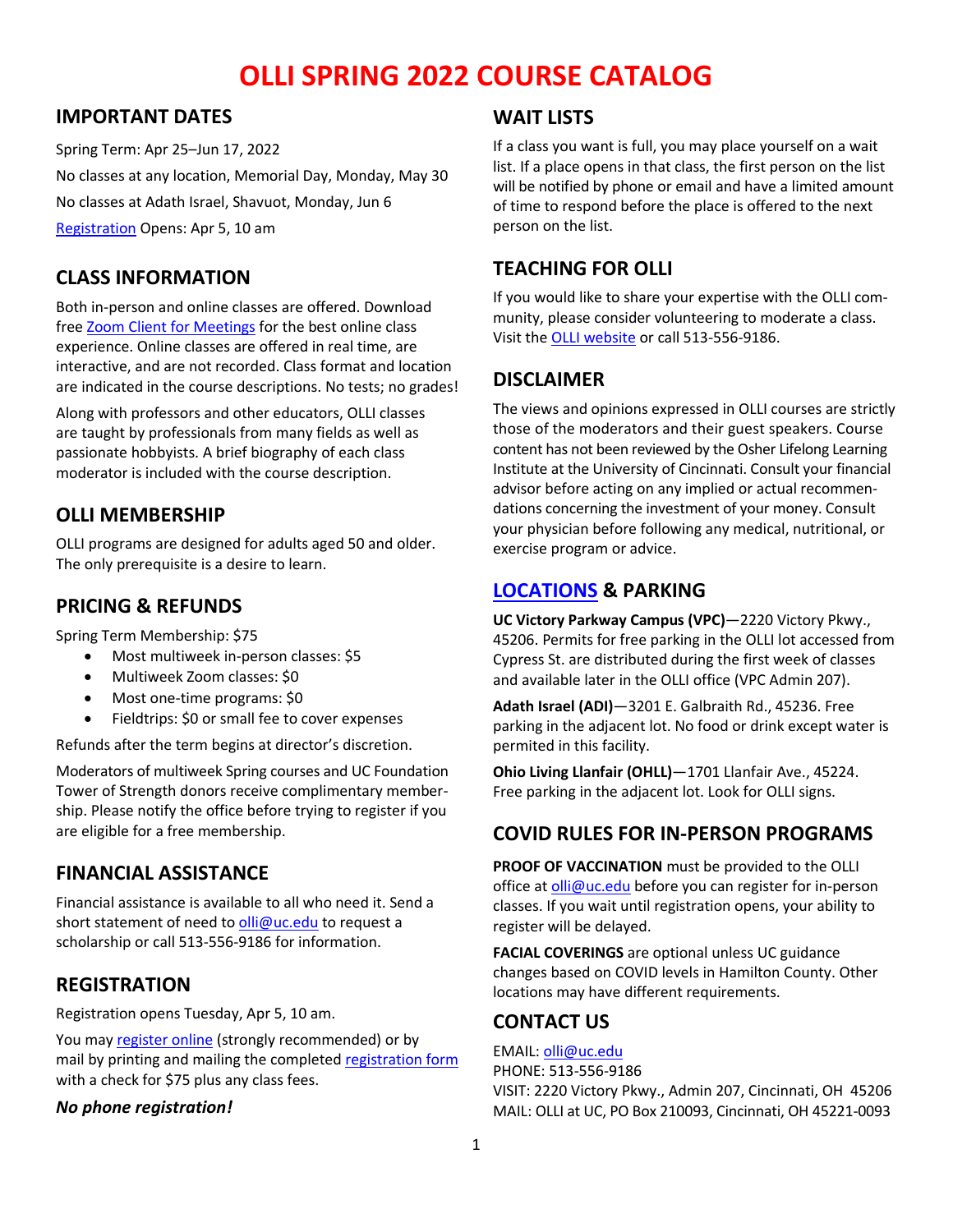# OLLI SPRING 2022 COURSE CATALOG

## IMPORTANT DATES

Spring Term: Apr 25–Jun 17, 2022

No classes at any location, Memorial Day, Monday, May 30

No classes at Adath Israel, Shavuot, Monday, Jun 6

Registration Opens: Apr 5, 10 am

## CLASS INFORMATION

Both in-person and online classes are offered. Download free Zoom Client for Meetings for the best online class experience. Online classes are offered in real time, are interactive, and are not recorded. Class format and location are indicated in the course descriptions. No tests; no grades!

Along with professors and other educators, OLLI classes are taught by professionals from many fields as well as passionate hobbyists. A brief biography of each class moderator is included with the course description.

## OLLI MEMBERSHIP

OLLI programs are designed for adults aged 50 and older. The only prerequisite is a desire to learn.

## PRICING & REFUNDS

Spring Term Membership: $75

- Most multiweek in-person classes: $5
- Multiweek Zoom classes: $0
- Most one-time programs: $0
- Fieldtrips: $0 or small fee to cover expenses

Refunds after the term begins at director's discretion.

Moderators of multiweek Spring courses and UC Foundation Tower of Strength donors receive complimentary membership. Please notify the office before trying to register if you are eligible for a free membership.

## FINANCIAL ASSISTANCE

Financial assistance is available to all who need it. Send a short statement of need to olli@uc.edu to request a scholarship or call 513-556-9186 for information.

## REGISTRATION

Registration opens Tuesday, Apr 5, 10 am.

You may register online (strongly recommended) or by mail by printing and mailing the completed registration form with a check for $75 plus any class fees.

***No phone registration!***

## WAIT LISTS

If a class you want is full, you may place yourself on a wait list. If a place opens in that class, the first person on the list will be notified by phone or email and have a limited amount of time to respond before the place is offered to the next person on the list.

## TEACHING FOR OLLI

If you would like to share your expertise with the OLLI community, please consider volunteering to moderate a class. Visit the OLLI website or call 513-556-9186.

## DISCLAIMER

The views and opinions expressed in OLLI courses are strictly those of the moderators and their guest speakers. Course content has not been reviewed by the Osher Lifelong Learning Institute at the University of Cincinnati. Consult your financial advisor before acting on any implied or actual recommendations concerning the investment of your money. Consult your physician before following any medical, nutritional, or exercise program or advice.

## LOCATIONS & PARKING

**UC Victory Parkway Campus (VPC)**—2220 Victory Pkwy., 45206. Permits for free parking in the OLLI lot accessed from Cypress St. are distributed during the first week of classes and available later in the OLLI office (VPC Admin 207).

**Adath Israel (ADI)**—3201 E. Galbraith Rd., 45236. Free parking in the adjacent lot. No food or drink except water is permited in this facility.

**Ohio Living Llanfair (OHLL)**—1701 Llanfair Ave., 45224. Free parking in the adjacent lot. Look for OLLI signs.

## COVID RULES FOR IN-PERSON PROGRAMS

**PROOF OF VACCINATION** must be provided to the OLLI office at olli@uc.edu before you can register for in-person classes. If you wait until registration opens, your ability to register will be delayed.

**FACIAL COVERINGS** are optional unless UC guidance changes based on COVID levels in Hamilton County. Other locations may have different requirements.

## CONTACT US

EMAIL: olli@uc.edu
PHONE: 513-556-9186
VISIT: 2220 Victory Pkwy., Admin 207, Cincinnati, OH 45206
MAIL: OLLI at UC, PO Box 210093, Cincinnati, OH 45221-0093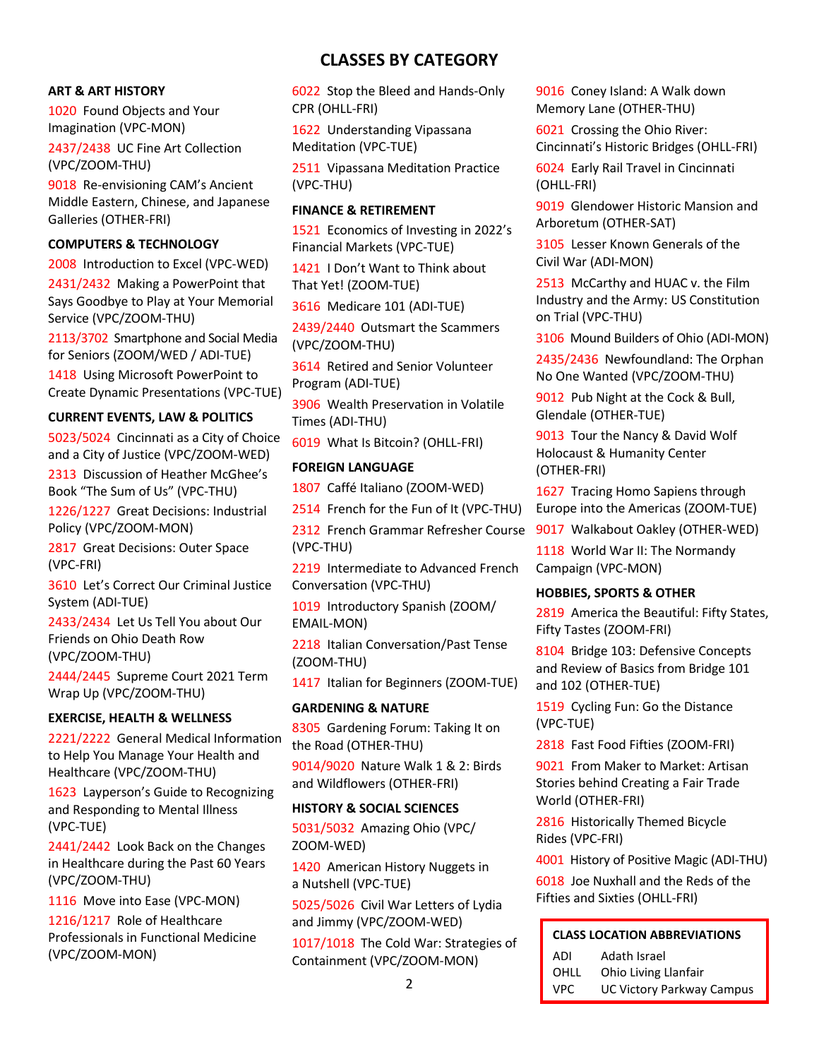# CLASSES BY CATEGORY

### ART & ART HISTORY

1020 Found Objects and Your Imagination (VPC-MON)

2437/2438 UC Fine Art Collection (VPC/ZOOM-THU)

9018 Re-envisioning CAM's Ancient Middle Eastern, Chinese, and Japanese Galleries (OTHER-FRI)

### COMPUTERS & TECHNOLOGY

2008 Introduction to Excel (VPC-WED)

2431/2432 Making a PowerPoint that Says Goodbye to Play at Your Memorial Service (VPC/ZOOM-THU)

2113/3702 Smartphone and Social Media for Seniors (ZOOM/WED / ADI-TUE)

1418 Using Microsoft PowerPoint to Create Dynamic Presentations (VPC-TUE)

### CURRENT EVENTS, LAW & POLITICS

5023/5024 Cincinnati as a City of Choice and a City of Justice (VPC/ZOOM-WED)

2313 Discussion of Heather McGhee's Book "The Sum of Us" (VPC-THU)

1226/1227 Great Decisions: Industrial Policy (VPC/ZOOM-MON)

2817 Great Decisions: Outer Space (VPC-FRI)

3610 Let's Correct Our Criminal Justice System (ADI-TUE)

2433/2434 Let Us Tell You about Our Friends on Ohio Death Row (VPC/ZOOM-THU)

2444/2445 Supreme Court 2021 Term Wrap Up (VPC/ZOOM-THU)

### EXERCISE, HEALTH & WELLNESS

2221/2222 General Medical Information to Help You Manage Your Health and Healthcare (VPC/ZOOM-THU)

1623 Layperson's Guide to Recognizing and Responding to Mental Illness (VPC-TUE)

2441/2442 Look Back on the Changes in Healthcare during the Past 60 Years (VPC/ZOOM-THU)

1116 Move into Ease (VPC-MON)

1216/1217 Role of Healthcare Professionals in Functional Medicine (VPC/ZOOM-MON)

6022 Stop the Bleed and Hands-Only CPR (OHLL-FRI)

1622 Understanding Vipassana Meditation (VPC-TUE)

2511 Vipassana Meditation Practice (VPC-THU)

### FINANCE & RETIREMENT

1521 Economics of Investing in 2022's Financial Markets (VPC-TUE)

1421 I Don't Want to Think about That Yet! (ZOOM-TUE)

3616 Medicare 101 (ADI-TUE)

2439/2440 Outsmart the Scammers (VPC/ZOOM-THU)

3614 Retired and Senior Volunteer Program (ADI-TUE)

3906 Wealth Preservation in Volatile Times (ADI-THU)

6019 What Is Bitcoin? (OHLL-FRI)

### FOREIGN LANGUAGE

1807 Caffé Italiano (ZOOM-WED)

2514 French for the Fun of It (VPC-THU)

2312 French Grammar Refresher Course (VPC-THU)

2219 Intermediate to Advanced French Conversation (VPC-THU)

1019 Introductory Spanish (ZOOM/EMAIL-MON)

2218 Italian Conversation/Past Tense (ZOOM-THU)

1417 Italian for Beginners (ZOOM-TUE)

### GARDENING & NATURE

8305 Gardening Forum: Taking It on the Road (OTHER-THU)

9014/9020 Nature Walk 1 & 2: Birds and Wildflowers (OTHER-FRI)

### HISTORY & SOCIAL SCIENCES

5031/5032 Amazing Ohio (VPC/ZOOM-WED)

1420 American History Nuggets in a Nutshell (VPC-TUE)

5025/5026 Civil War Letters of Lydia and Jimmy (VPC/ZOOM-WED)

1017/1018 The Cold War: Strategies of Containment (VPC/ZOOM-MON)

9016 Coney Island: A Walk down Memory Lane (OTHER-THU)

6021 Crossing the Ohio River: Cincinnati's Historic Bridges (OHLL-FRI)

6024 Early Rail Travel in Cincinnati (OHLL-FRI)

9019 Glendower Historic Mansion and Arboretum (OTHER-SAT)

3105 Lesser Known Generals of the Civil War (ADI-MON)

2513 McCarthy and HUAC v. the Film Industry and the Army: US Constitution on Trial (VPC-THU)

3106 Mound Builders of Ohio (ADI-MON)

2435/2436 Newfoundland: The Orphan No One Wanted (VPC/ZOOM-THU)

9012 Pub Night at the Cock & Bull, Glendale (OTHER-TUE)

9013 Tour the Nancy & David Wolf Holocaust & Humanity Center (OTHER-FRI)

1627 Tracing Homo Sapiens through Europe into the Americas (ZOOM-TUE)

9017 Walkabout Oakley (OTHER-WED)

1118 World War II: The Normandy Campaign (VPC-MON)

### HOBBIES, SPORTS & OTHER

2819 America the Beautiful: Fifty States, Fifty Tastes (ZOOM-FRI)

8104 Bridge 103: Defensive Concepts and Review of Basics from Bridge 101 and 102 (OTHER-TUE)

1519 Cycling Fun: Go the Distance (VPC-TUE)

2818 Fast Food Fifties (ZOOM-FRI)

9021 From Maker to Market: Artisan Stories behind Creating a Fair Trade World (OTHER-FRI)

2816 Historically Themed Bicycle Rides (VPC-FRI)

4001 History of Positive Magic (ADI-THU)

6018 Joe Nuxhall and the Reds of the Fifties and Sixties (OHLL-FRI)

**CLASS LOCATION ABBREVIATIONS**

| | |
|---|---|
| ADI | Adath Israel |
| OHLL | Ohio Living Llanfair |
| VPC | UC Victory Parkway Campus |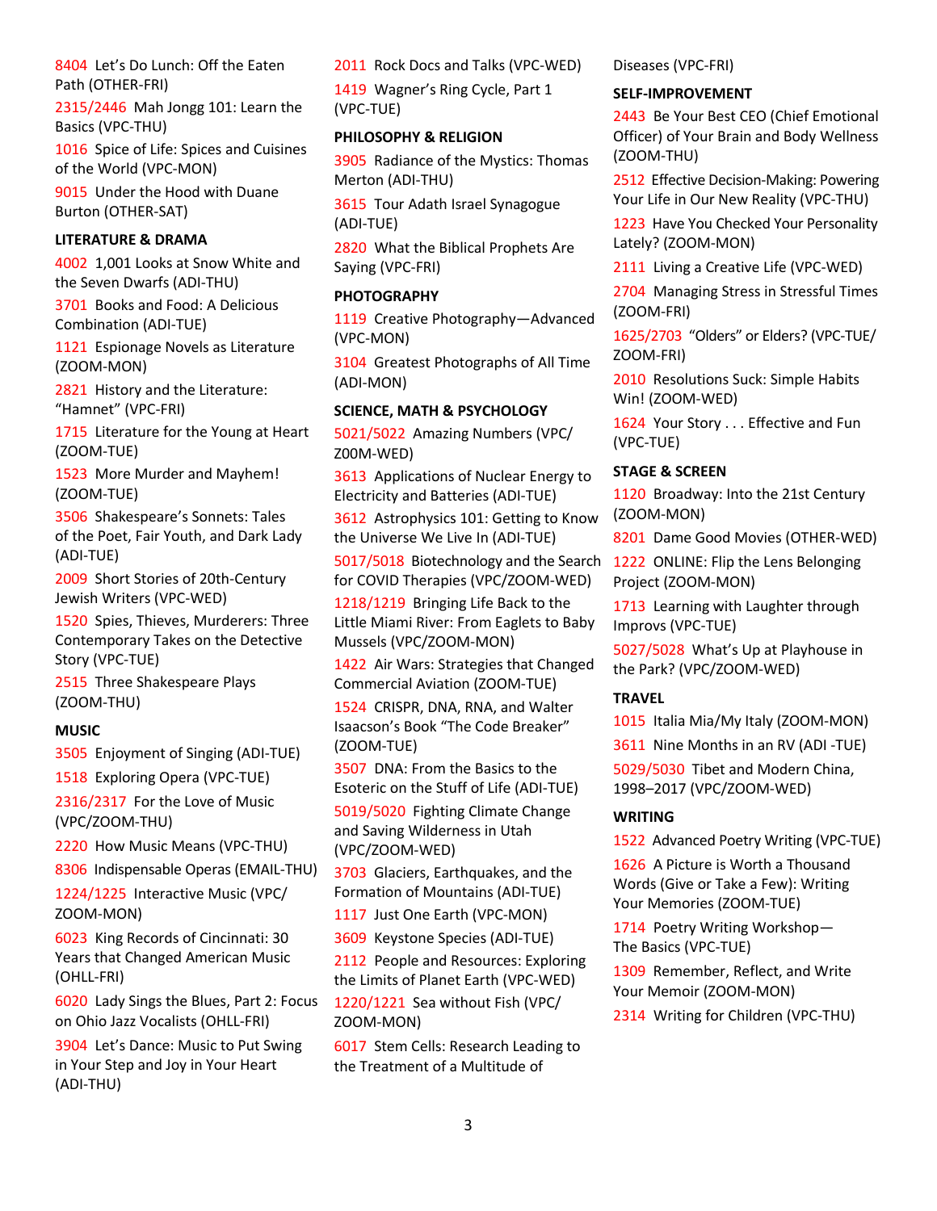8404 Let's Do Lunch: Off the Eaten Path (OTHER-FRI)

2315/2446 Mah Jongg 101: Learn the Basics (VPC-THU)

1016 Spice of Life: Spices and Cuisines of the World (VPC-MON)

9015 Under the Hood with Duane Burton (OTHER-SAT)

**LITERATURE & DRAMA**

4002 1,001 Looks at Snow White and the Seven Dwarfs (ADI-THU)

3701 Books and Food: A Delicious Combination (ADI-TUE)

1121 Espionage Novels as Literature (ZOOM-MON)

2821 History and the Literature: "Hamnet" (VPC-FRI)

1715 Literature for the Young at Heart (ZOOM-TUE)

1523 More Murder and Mayhem! (ZOOM-TUE)

3506 Shakespeare's Sonnets: Tales of the Poet, Fair Youth, and Dark Lady (ADI-TUE)

2009 Short Stories of 20th-Century Jewish Writers (VPC-WED)

1520 Spies, Thieves, Murderers: Three Contemporary Takes on the Detective Story (VPC-TUE)

2515 Three Shakespeare Plays (ZOOM-THU)

**MUSIC**

3505 Enjoyment of Singing (ADI-TUE)

1518 Exploring Opera (VPC-TUE)

2316/2317 For the Love of Music (VPC/ZOOM-THU)

2220 How Music Means (VPC-THU)

8306 Indispensable Operas (EMAIL-THU)

1224/1225 Interactive Music (VPC/ZOOM-MON)

6023 King Records of Cincinnati: 30 Years that Changed American Music (OHLL-FRI)

6020 Lady Sings the Blues, Part 2: Focus on Ohio Jazz Vocalists (OHLL-FRI)

3904 Let's Dance: Music to Put Swing in Your Step and Joy in Your Heart (ADI-THU)

2011 Rock Docs and Talks (VPC-WED)

1419 Wagner's Ring Cycle, Part 1 (VPC-TUE)

**PHILOSOPHY & RELIGION**

3905 Radiance of the Mystics: Thomas Merton (ADI-THU)

3615 Tour Adath Israel Synagogue (ADI-TUE)

2820 What the Biblical Prophets Are Saying (VPC-FRI)

**PHOTOGRAPHY**

1119 Creative Photography—Advanced (VPC-MON)

3104 Greatest Photographs of All Time (ADI-MON)

**SCIENCE, MATH & PSYCHOLOGY**

5021/5022 Amazing Numbers (VPC/ZOOM-WED)

3613 Applications of Nuclear Energy to Electricity and Batteries (ADI-TUE)

3612 Astrophysics 101: Getting to Know the Universe We Live In (ADI-TUE)

5017/5018 Biotechnology and the Search for COVID Therapies (VPC/ZOOM-WED)

1218/1219 Bringing Life Back to the Little Miami River: From Eaglets to Baby Mussels (VPC/ZOOM-MON)

1422 Air Wars: Strategies that Changed Commercial Aviation (ZOOM-TUE)

1524 CRISPR, DNA, RNA, and Walter Isaacson's Book "The Code Breaker" (ZOOM-TUE)

3507 DNA: From the Basics to the Esoteric on the Stuff of Life (ADI-TUE)

5019/5020 Fighting Climate Change and Saving Wilderness in Utah (VPC/ZOOM-WED)

3703 Glaciers, Earthquakes, and the Formation of Mountains (ADI-TUE)

1117 Just One Earth (VPC-MON)

3609 Keystone Species (ADI-TUE)

2112 People and Resources: Exploring the Limits of Planet Earth (VPC-WED)

1220/1221 Sea without Fish (VPC/ZOOM-MON)

6017 Stem Cells: Research Leading to the Treatment of a Multitude of Diseases (VPC-FRI)

**SELF-IMPROVEMENT**

2443 Be Your Best CEO (Chief Emotional Officer) of Your Brain and Body Wellness (ZOOM-THU)

2512 Effective Decision-Making: Powering Your Life in Our New Reality (VPC-THU)

1223 Have You Checked Your Personality Lately? (ZOOM-MON)

2111 Living a Creative Life (VPC-WED)

2704 Managing Stress in Stressful Times (ZOOM-FRI)

1625/2703 "Olders" or Elders? (VPC-TUE/ZOOM-FRI)

2010 Resolutions Suck: Simple Habits Win! (ZOOM-WED)

1624 Your Story . . . Effective and Fun (VPC-TUE)

**STAGE & SCREEN**

1120 Broadway: Into the 21st Century (ZOOM-MON)

8201 Dame Good Movies (OTHER-WED)

1222 ONLINE: Flip the Lens Belonging Project (ZOOM-MON)

1713 Learning with Laughter through Improvs (VPC-TUE)

5027/5028 What's Up at Playhouse in the Park? (VPC/ZOOM-WED)

**TRAVEL**

1015 Italia Mia/My Italy (ZOOM-MON)

3611 Nine Months in an RV (ADI -TUE)

5029/5030 Tibet and Modern China, 1998–2017 (VPC/ZOOM-WED)

**WRITING**

1522 Advanced Poetry Writing (VPC-TUE)

1626 A Picture is Worth a Thousand Words (Give or Take a Few): Writing Your Memories (ZOOM-TUE)

1714 Poetry Writing Workshop—The Basics (VPC-TUE)

1309 Remember, Reflect, and Write Your Memoir (ZOOM-MON)

2314 Writing for Children (VPC-THU)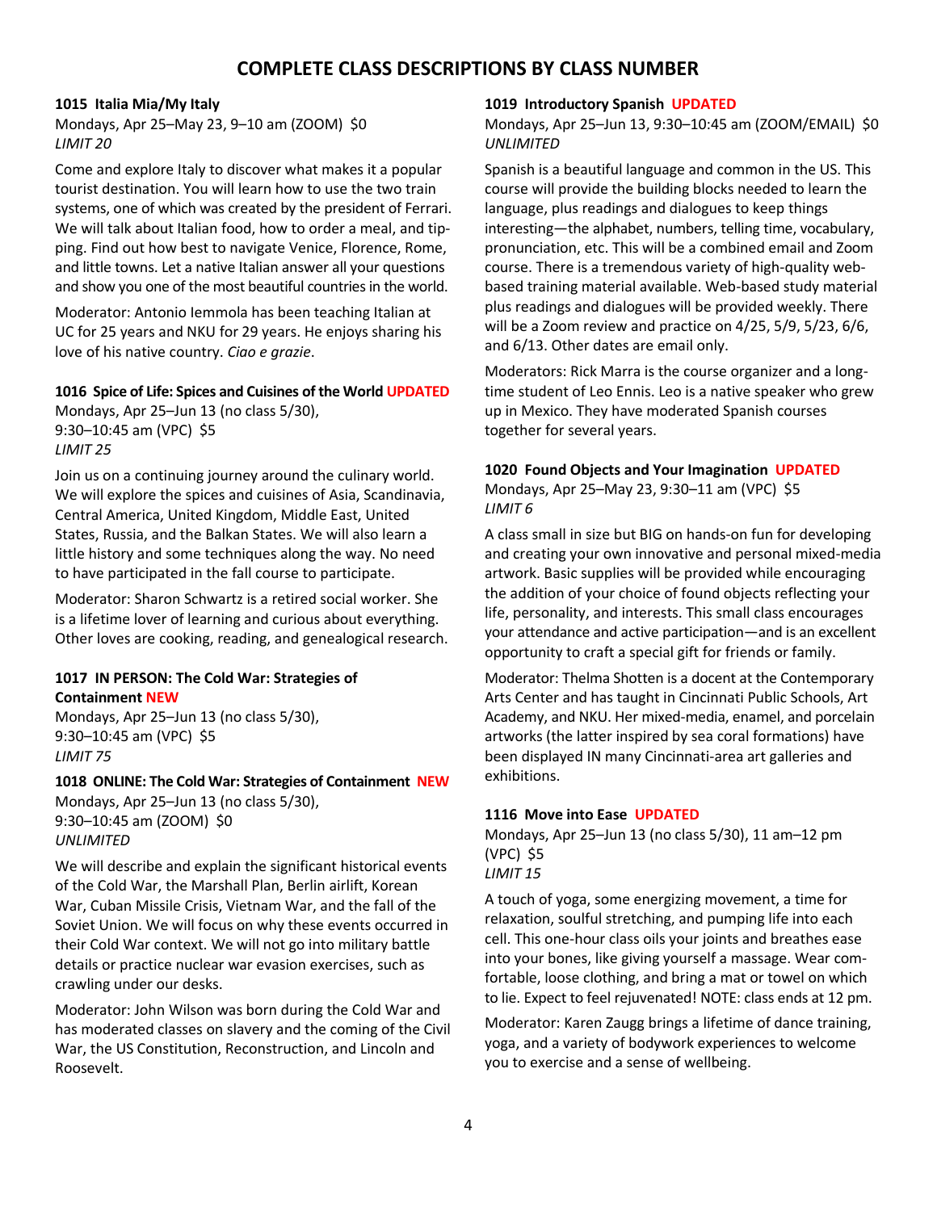# COMPLETE CLASS DESCRIPTIONS BY CLASS NUMBER

**1015 Italia Mia/My Italy**

Mondays, Apr 25–May 23, 9–10 am (ZOOM) $0
*LIMIT 20*

Come and explore Italy to discover what makes it a popular tourist destination. You will learn how to use the two train systems, one of which was created by the president of Ferrari. We will talk about Italian food, how to order a meal, and tipping. Find out how best to navigate Venice, Florence, Rome, and little towns. Let a native Italian answer all your questions and show you one of the most beautiful countries in the world.

Moderator: Antonio Iemmola has been teaching Italian at UC for 25 years and NKU for 29 years. He enjoys sharing his love of his native country. *Ciao e grazie*.

**1016 Spice of Life: Spices and Cuisines of the World UPDATED**

Mondays, Apr 25–Jun 13 (no class 5/30), 9:30–10:45 am (VPC) $5
*LIMIT 25*

Join us on a continuing journey around the culinary world. We will explore the spices and cuisines of Asia, Scandinavia, Central America, United Kingdom, Middle East, United States, Russia, and the Balkan States. We will also learn a little history and some techniques along the way. No need to have participated in the fall course to participate.

Moderator: Sharon Schwartz is a retired social worker. She is a lifetime lover of learning and curious about everything. Other loves are cooking, reading, and genealogical research.

**1017 IN PERSON: The Cold War: Strategies of Containment NEW**

Mondays, Apr 25–Jun 13 (no class 5/30), 9:30–10:45 am (VPC) $5
*LIMIT 75*

**1018 ONLINE: The Cold War: Strategies of Containment NEW**

Mondays, Apr 25–Jun 13 (no class 5/30), 9:30–10:45 am (ZOOM) $0
*UNLIMITED*

We will describe and explain the significant historical events of the Cold War, the Marshall Plan, Berlin airlift, Korean War, Cuban Missile Crisis, Vietnam War, and the fall of the Soviet Union. We will focus on why these events occurred in their Cold War context. We will not go into military battle details or practice nuclear war evasion exercises, such as crawling under our desks.

Moderator: John Wilson was born during the Cold War and has moderated classes on slavery and the coming of the Civil War, the US Constitution, Reconstruction, and Lincoln and Roosevelt.

**1019 Introductory Spanish UPDATED**

Mondays, Apr 25–Jun 13, 9:30–10:45 am (ZOOM/EMAIL) $0
*UNLIMITED*

Spanish is a beautiful language and common in the US. This course will provide the building blocks needed to learn the language, plus readings and dialogues to keep things interesting—the alphabet, numbers, telling time, vocabulary, pronunciation, etc. This will be a combined email and Zoom course. There is a tremendous variety of high-quality web-based training material available. Web-based study material plus readings and dialogues will be provided weekly. There will be a Zoom review and practice on 4/25, 5/9, 5/23, 6/6, and 6/13. Other dates are email only.

Moderators: Rick Marra is the course organizer and a long-time student of Leo Ennis. Leo is a native speaker who grew up in Mexico. They have moderated Spanish courses together for several years.

**1020 Found Objects and Your Imagination UPDATED**

Mondays, Apr 25–May 23, 9:30–11 am (VPC) $5
*LIMIT 6*

A class small in size but BIG on hands-on fun for developing and creating your own innovative and personal mixed-media artwork. Basic supplies will be provided while encouraging the addition of your choice of found objects reflecting your life, personality, and interests. This small class encourages your attendance and active participation—and is an excellent opportunity to craft a special gift for friends or family.

Moderator: Thelma Shotten is a docent at the Contemporary Arts Center and has taught in Cincinnati Public Schools, Art Academy, and NKU. Her mixed-media, enamel, and porcelain artworks (the latter inspired by sea coral formations) have been displayed IN many Cincinnati-area art galleries and exhibitions.

**1116 Move into Ease UPDATED**

Mondays, Apr 25–Jun 13 (no class 5/30), 11 am–12 pm (VPC) $5
*LIMIT 15*

A touch of yoga, some energizing movement, a time for relaxation, soulful stretching, and pumping life into each cell. This one-hour class oils your joints and breathes ease into your bones, like giving yourself a massage. Wear comfortable, loose clothing, and bring a mat or towel on which to lie. Expect to feel rejuvenated! NOTE: class ends at 12 pm.

Moderator: Karen Zaugg brings a lifetime of dance training, yoga, and a variety of bodywork experiences to welcome you to exercise and a sense of wellbeing.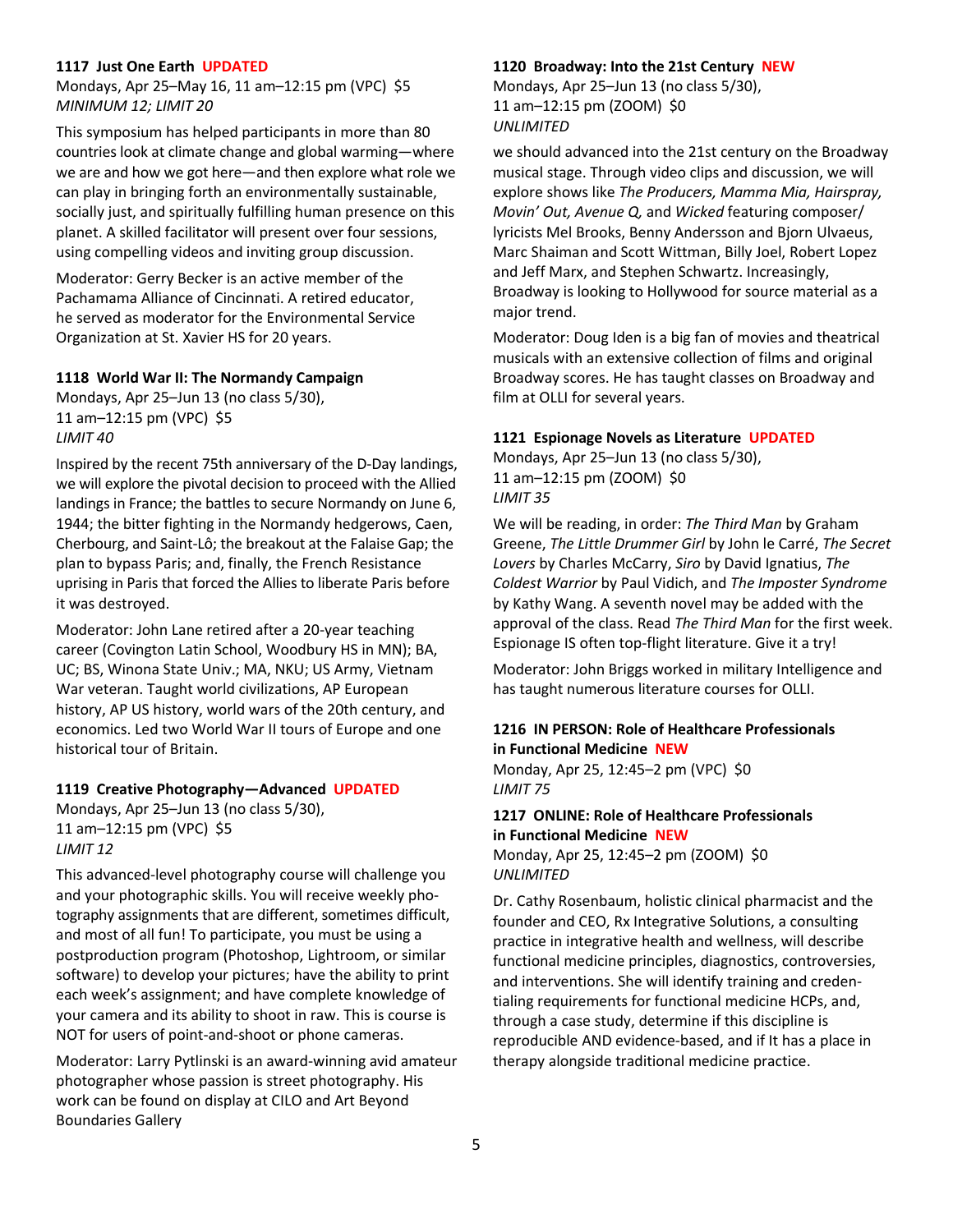### 1117 Just One Earth UPDATED

Mondays, Apr 25–May 16, 11 am–12:15 pm (VPC) $5
*MINIMUM 12; LIMIT 20*

This symposium has helped participants in more than 80 countries look at climate change and global warming—where we are and how we got here—and then explore what role we can play in bringing forth an environmentally sustainable, socially just, and spiritually fulfilling human presence on this planet. A skilled facilitator will present over four sessions, using compelling videos and inviting group discussion.

Moderator: Gerry Becker is an active member of the Pachamama Alliance of Cincinnati. A retired educator, he served as moderator for the Environmental Service Organization at St. Xavier HS for 20 years.

### 1118 World War II: The Normandy Campaign

Mondays, Apr 25–Jun 13 (no class 5/30),
11 am–12:15 pm (VPC) $5
*LIMIT 40*

Inspired by the recent 75th anniversary of the D-Day landings, we will explore the pivotal decision to proceed with the Allied landings in France; the battles to secure Normandy on June 6, 1944; the bitter fighting in the Normandy hedgerows, Caen, Cherbourg, and Saint-Lô; the breakout at the Falaise Gap; the plan to bypass Paris; and, finally, the French Resistance uprising in Paris that forced the Allies to liberate Paris before it was destroyed.

Moderator: John Lane retired after a 20-year teaching career (Covington Latin School, Woodbury HS in MN); BA, UC; BS, Winona State Univ.; MA, NKU; US Army, Vietnam War veteran. Taught world civilizations, AP European history, AP US history, world wars of the 20th century, and economics. Led two World War II tours of Europe and one historical tour of Britain.

### 1119 Creative Photography—Advanced UPDATED

Mondays, Apr 25–Jun 13 (no class 5/30),
11 am–12:15 pm (VPC) $5
*LIMIT 12*

This advanced-level photography course will challenge you and your photographic skills. You will receive weekly photography assignments that are different, sometimes difficult, and most of all fun! To participate, you must be using a postproduction program (Photoshop, Lightroom, or similar software) to develop your pictures; have the ability to print each week's assignment; and have complete knowledge of your camera and its ability to shoot in raw. This is course is NOT for users of point-and-shoot or phone cameras.

Moderator: Larry Pytlinski is an award-winning avid amateur photographer whose passion is street photography. His work can be found on display at CILO and Art Beyond Boundaries Gallery

### 1120 Broadway: Into the 21st Century NEW

Mondays, Apr 25–Jun 13 (no class 5/30),
11 am–12:15 pm (ZOOM) $0
*UNLIMITED*

we should advanced into the 21st century on the Broadway musical stage. Through video clips and discussion, we will explore shows like *The Producers, Mamma Mia, Hairspray, Movin' Out, Avenue Q,* and *Wicked* featuring composer/lyricists Mel Brooks, Benny Andersson and Bjorn Ulvaeus, Marc Shaiman and Scott Wittman, Billy Joel, Robert Lopez and Jeff Marx, and Stephen Schwartz. Increasingly, Broadway is looking to Hollywood for source material as a major trend.

Moderator: Doug Iden is a big fan of movies and theatrical musicals with an extensive collection of films and original Broadway scores. He has taught classes on Broadway and film at OLLI for several years.

### 1121 Espionage Novels as Literature UPDATED

Mondays, Apr 25–Jun 13 (no class 5/30),
11 am–12:15 pm (ZOOM) $0
*LIMIT 35*

We will be reading, in order: *The Third Man* by Graham Greene, *The Little Drummer Girl* by John le Carré, *The Secret Lovers* by Charles McCarry, *Siro* by David Ignatius, *The Coldest Warrior* by Paul Vidich, and *The Imposter Syndrome* by Kathy Wang. A seventh novel may be added with the approval of the class. Read *The Third Man* for the first week. Espionage IS often top-flight literature. Give it a try!

Moderator: John Briggs worked in military Intelligence and has taught numerous literature courses for OLLI.

### 1216 IN PERSON: Role of Healthcare Professionals in Functional Medicine NEW

Monday, Apr 25, 12:45–2 pm (VPC) $0
*LIMIT 75*

### 1217 ONLINE: Role of Healthcare Professionals in Functional Medicine NEW

Monday, Apr 25, 12:45–2 pm (ZOOM) $0
*UNLIMITED*

Dr. Cathy Rosenbaum, holistic clinical pharmacist and the founder and CEO, Rx Integrative Solutions, a consulting practice in integrative health and wellness, will describe functional medicine principles, diagnostics, controversies, and interventions. She will identify training and credentialing requirements for functional medicine HCPs, and, through a case study, determine if this discipline is reproducible AND evidence-based, and if It has a place in therapy alongside traditional medicine practice.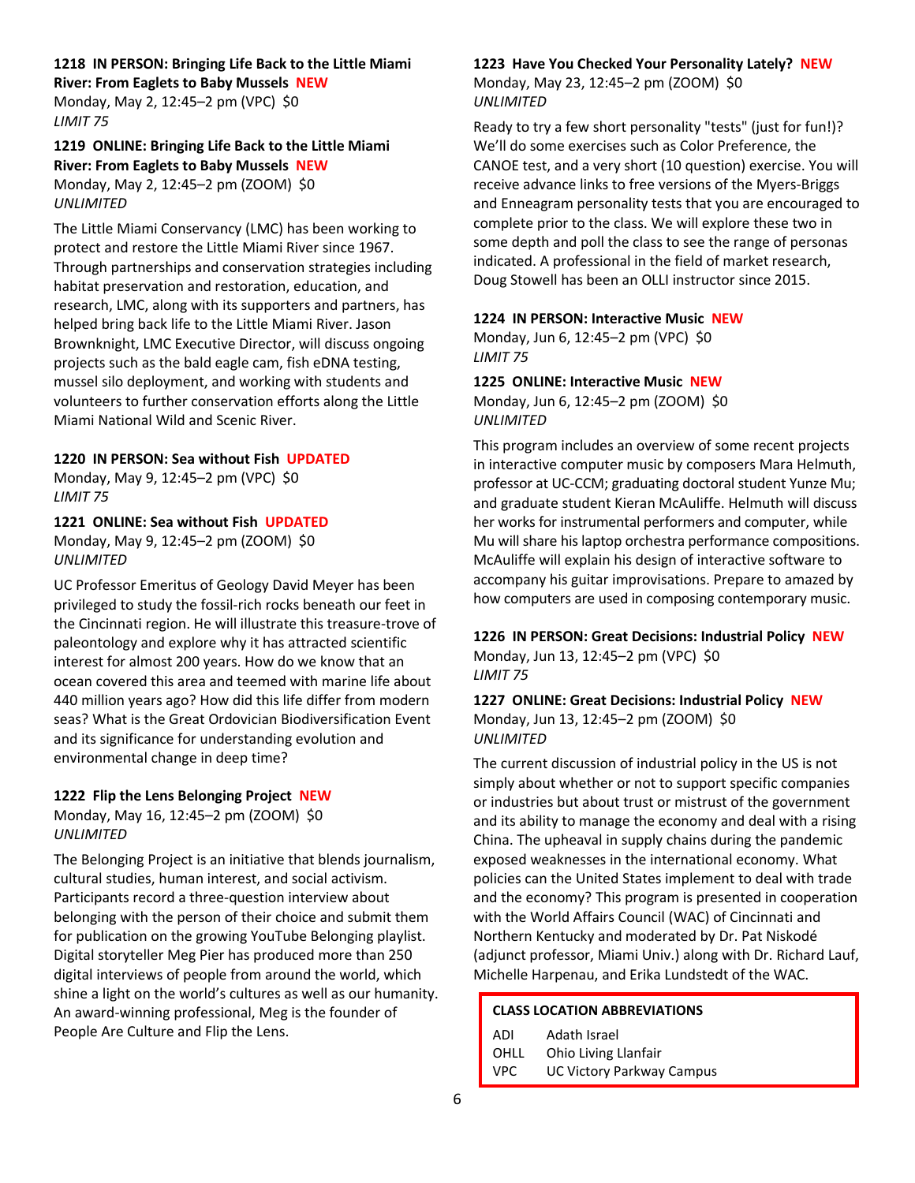**1218 IN PERSON: Bringing Life Back to the Little Miami River: From Eaglets to Baby Mussels NEW**
Monday, May 2, 12:45–2 pm (VPC) $0
*LIMIT 75*

**1219 ONLINE: Bringing Life Back to the Little Miami River: From Eaglets to Baby Mussels NEW**
Monday, May 2, 12:45–2 pm (ZOOM) $0
*UNLIMITED*

The Little Miami Conservancy (LMC) has been working to protect and restore the Little Miami River since 1967. Through partnerships and conservation strategies including habitat preservation and restoration, education, and research, LMC, along with its supporters and partners, has helped bring back life to the Little Miami River. Jason Brownknight, LMC Executive Director, will discuss ongoing projects such as the bald eagle cam, fish eDNA testing, mussel silo deployment, and working with students and volunteers to further conservation efforts along the Little Miami National Wild and Scenic River.

**1220 IN PERSON: Sea without Fish UPDATED**
Monday, May 9, 12:45–2 pm (VPC) $0
*LIMIT 75*

**1221 ONLINE: Sea without Fish UPDATED**
Monday, May 9, 12:45–2 pm (ZOOM) $0
*UNLIMITED*

UC Professor Emeritus of Geology David Meyer has been privileged to study the fossil-rich rocks beneath our feet in the Cincinnati region. He will illustrate this treasure-trove of paleontology and explore why it has attracted scientific interest for almost 200 years. How do we know that an ocean covered this area and teemed with marine life about 440 million years ago? How did this life differ from modern seas? What is the Great Ordovician Biodiversification Event and its significance for understanding evolution and environmental change in deep time?

**1222 Flip the Lens Belonging Project NEW**
Monday, May 16, 12:45–2 pm (ZOOM) $0
*UNLIMITED*

The Belonging Project is an initiative that blends journalism, cultural studies, human interest, and social activism. Participants record a three-question interview about belonging with the person of their choice and submit them for publication on the growing YouTube Belonging playlist. Digital storyteller Meg Pier has produced more than 250 digital interviews of people from around the world, which shine a light on the world's cultures as well as our humanity. An award-winning professional, Meg is the founder of People Are Culture and Flip the Lens.

**1223 Have You Checked Your Personality Lately? NEW**
Monday, May 23, 12:45–2 pm (ZOOM) $0
*UNLIMITED*

Ready to try a few short personality "tests" (just for fun!)? We'll do some exercises such as Color Preference, the CANOE test, and a very short (10 question) exercise. You will receive advance links to free versions of the Myers-Briggs and Enneagram personality tests that you are encouraged to complete prior to the class. We will explore these two in some depth and poll the class to see the range of personas indicated. A professional in the field of market research, Doug Stowell has been an OLLI instructor since 2015.

**1224 IN PERSON: Interactive Music NEW**
Monday, Jun 6, 12:45–2 pm (VPC) $0
*LIMIT 75*

**1225 ONLINE: Interactive Music NEW**
Monday, Jun 6, 12:45–2 pm (ZOOM) $0
*UNLIMITED*

This program includes an overview of some recent projects in interactive computer music by composers Mara Helmuth, professor at UC-CCM; graduating doctoral student Yunze Mu; and graduate student Kieran McAuliffe. Helmuth will discuss her works for instrumental performers and computer, while Mu will share his laptop orchestra performance compositions. McAuliffe will explain his design of interactive software to accompany his guitar improvisations. Prepare to amazed by how computers are used in composing contemporary music.

**1226 IN PERSON: Great Decisions: Industrial Policy NEW**
Monday, Jun 13, 12:45–2 pm (VPC) $0
*LIMIT 75*

**1227 ONLINE: Great Decisions: Industrial Policy NEW**
Monday, Jun 13, 12:45–2 pm (ZOOM) $0
*UNLIMITED*

The current discussion of industrial policy in the US is not simply about whether or not to support specific companies or industries but about trust or mistrust of the government and its ability to manage the economy and deal with a rising China. The upheaval in supply chains during the pandemic exposed weaknesses in the international economy. What policies can the United States implement to deal with trade and the economy? This program is presented in cooperation with the World Affairs Council (WAC) of Cincinnati and Northern Kentucky and moderated by Dr. Pat Niskodé (adjunct professor, Miami Univ.) along with Dr. Richard Lauf, Michelle Harpenau, and Erika Lundstedt of the WAC.

**CLASS LOCATION ABBREVIATIONS**

| | |
|---|---|
| ADI | Adath Israel |
| OHLL | Ohio Living Llanfair |
| VPC | UC Victory Parkway Campus |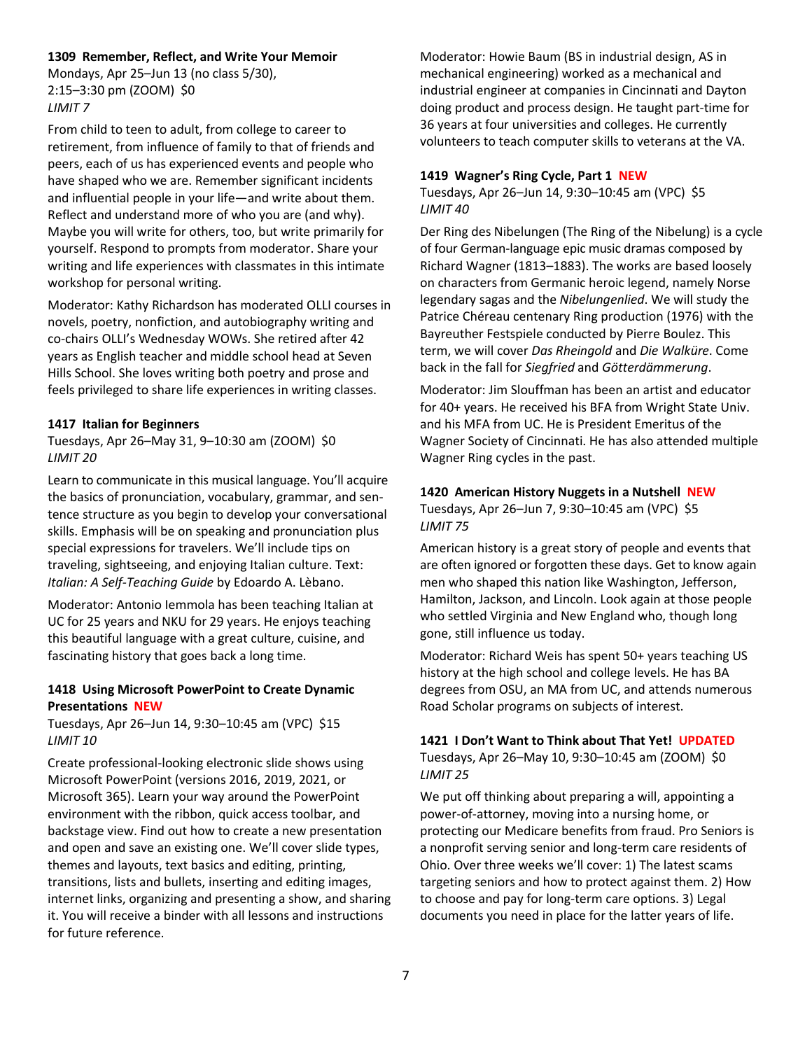**1309 Remember, Reflect, and Write Your Memoir**
Mondays, Apr 25–Jun 13 (no class 5/30),
2:15–3:30 pm (ZOOM) $0
*LIMIT 7*

From child to teen to adult, from college to career to retirement, from influence of family to that of friends and peers, each of us has experienced events and people who have shaped who we are. Remember significant incidents and influential people in your life—and write about them. Reflect and understand more of who you are (and why). Maybe you will write for others, too, but write primarily for yourself. Respond to prompts from moderator. Share your writing and life experiences with classmates in this intimate workshop for personal writing.

Moderator: Kathy Richardson has moderated OLLI courses in novels, poetry, nonfiction, and autobiography writing and co-chairs OLLI's Wednesday WOWs. She retired after 42 years as English teacher and middle school head at Seven Hills School. She loves writing both poetry and prose and feels privileged to share life experiences in writing classes.

**1417 Italian for Beginners**
Tuesdays, Apr 26–May 31, 9–10:30 am (ZOOM) $0
*LIMIT 20*

Learn to communicate in this musical language. You'll acquire the basics of pronunciation, vocabulary, grammar, and sentence structure as you begin to develop your conversational skills. Emphasis will be on speaking and pronunciation plus special expressions for travelers. We'll include tips on traveling, sightseeing, and enjoying Italian culture. Text: *Italian: A Self-Teaching Guide* by Edoardo A. Lèbano.

Moderator: Antonio Iemmola has been teaching Italian at UC for 25 years and NKU for 29 years. He enjoys teaching this beautiful language with a great culture, cuisine, and fascinating history that goes back a long time.

**1418 Using Microsoft PowerPoint to Create Dynamic Presentations NEW**
Tuesdays, Apr 26–Jun 14, 9:30–10:45 am (VPC) $15
*LIMIT 10*

Create professional-looking electronic slide shows using Microsoft PowerPoint (versions 2016, 2019, 2021, or Microsoft 365). Learn your way around the PowerPoint environment with the ribbon, quick access toolbar, and backstage view. Find out how to create a new presentation and open and save an existing one. We'll cover slide types, themes and layouts, text basics and editing, printing, transitions, lists and bullets, inserting and editing images, internet links, organizing and presenting a show, and sharing it. You will receive a binder with all lessons and instructions for future reference.

Moderator: Howie Baum (BS in industrial design, AS in mechanical engineering) worked as a mechanical and industrial engineer at companies in Cincinnati and Dayton doing product and process design. He taught part-time for 36 years at four universities and colleges. He currently volunteers to teach computer skills to veterans at the VA.

**1419 Wagner's Ring Cycle, Part 1 NEW**
Tuesdays, Apr 26–Jun 14, 9:30–10:45 am (VPC) $5
*LIMIT 40*

Der Ring des Nibelungen (The Ring of the Nibelung) is a cycle of four German-language epic music dramas composed by Richard Wagner (1813–1883). The works are based loosely on characters from Germanic heroic legend, namely Norse legendary sagas and the *Nibelungenlied*. We will study the Patrice Chéreau centenary Ring production (1976) with the Bayreuther Festspiele conducted by Pierre Boulez. This term, we will cover *Das Rheingold* and *Die Walküre*. Come back in the fall for *Siegfried* and *Götterdämmerung*.

Moderator: Jim Slouffman has been an artist and educator for 40+ years. He received his BFA from Wright State Univ. and his MFA from UC. He is President Emeritus of the Wagner Society of Cincinnati. He has also attended multiple Wagner Ring cycles in the past.

**1420 American History Nuggets in a Nutshell NEW**
Tuesdays, Apr 26–Jun 7, 9:30–10:45 am (VPC) $5
*LIMIT 75*

American history is a great story of people and events that are often ignored or forgotten these days. Get to know again men who shaped this nation like Washington, Jefferson, Hamilton, Jackson, and Lincoln. Look again at those people who settled Virginia and New England who, though long gone, still influence us today.

Moderator: Richard Weis has spent 50+ years teaching US history at the high school and college levels. He has BA degrees from OSU, an MA from UC, and attends numerous Road Scholar programs on subjects of interest.

**1421 I Don't Want to Think about That Yet! UPDATED**
Tuesdays, Apr 26–May 10, 9:30–10:45 am (ZOOM) $0
*LIMIT 25*

We put off thinking about preparing a will, appointing a power-of-attorney, moving into a nursing home, or protecting our Medicare benefits from fraud. Pro Seniors is a nonprofit serving senior and long-term care residents of Ohio. Over three weeks we'll cover: 1) The latest scams targeting seniors and how to protect against them. 2) How to choose and pay for long-term care options. 3) Legal documents you need in place for the latter years of life.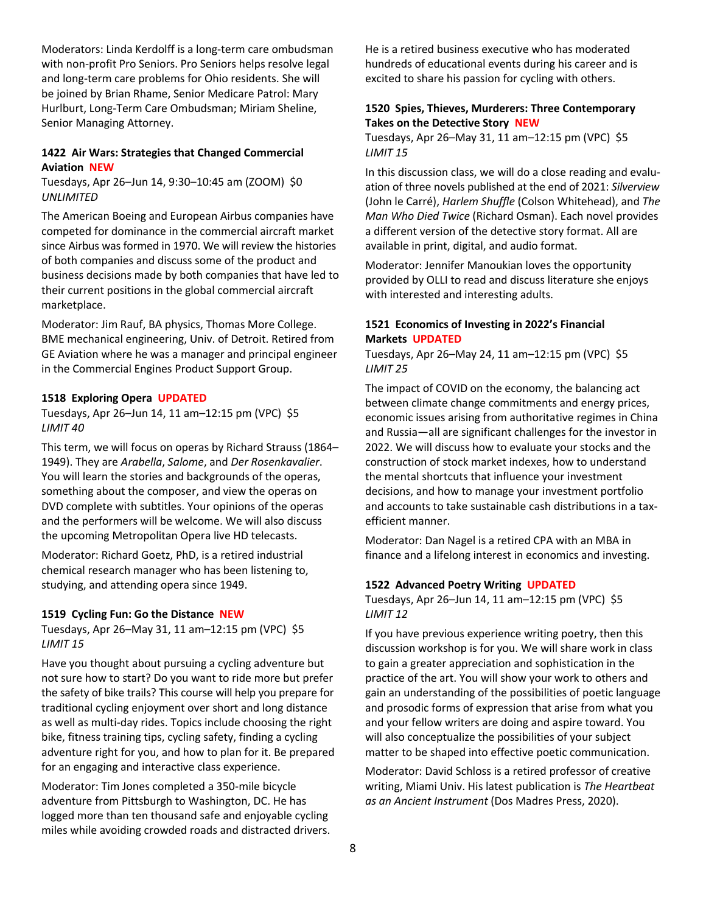Moderators: Linda Kerdolff is a long-term care ombudsman with non-profit Pro Seniors. Pro Seniors helps resolve legal and long-term care problems for Ohio residents. She will be joined by Brian Rhame, Senior Medicare Patrol: Mary Hurlbut, Long-Term Care Ombudsman; Miriam Sheline, Senior Managing Attorney.

### 1422 Air Wars: Strategies that Changed Commercial Aviation NEW

Tuesdays, Apr 26–Jun 14, 9:30–10:45 am (ZOOM) $0
*UNLIMITED*

The American Boeing and European Airbus companies have competed for dominance in the commercial aircraft market since Airbus was formed in 1970. We will review the histories of both companies and discuss some of the product and business decisions made by both companies that have led to their current positions in the global commercial aircraft marketplace.

Moderator: Jim Rauf, BA physics, Thomas More College. BME mechanical engineering, Univ. of Detroit. Retired from GE Aviation where he was a manager and principal engineer in the Commercial Engines Product Support Group.

### 1518 Exploring Opera UPDATED

Tuesdays, Apr 26–Jun 14, 11 am–12:15 pm (VPC) $5
*LIMIT 40*

This term, we will focus on operas by Richard Strauss (1864–1949). They are *Arabella*, *Salome*, and *Der Rosenkavalier*. You will learn the stories and backgrounds of the operas, something about the composer, and view the operas on DVD complete with subtitles. Your opinions of the operas and the performers will be welcome. We will also discuss the upcoming Metropolitan Opera live HD telecasts.

Moderator: Richard Goetz, PhD, is a retired industrial chemical research manager who has been listening to, studying, and attending opera since 1949.

### 1519 Cycling Fun: Go the Distance NEW

Tuesdays, Apr 26–May 31, 11 am–12:15 pm (VPC) $5
*LIMIT 15*

Have you thought about pursuing a cycling adventure but not sure how to start? Do you want to ride more but prefer the safety of bike trails? This course will help you prepare for traditional cycling enjoyment over short and long distance as well as multi-day rides. Topics include choosing the right bike, fitness training tips, cycling safety, finding a cycling adventure right for you, and how to plan for it. Be prepared for an engaging and interactive class experience.

Moderator: Tim Jones completed a 350-mile bicycle adventure from Pittsburgh to Washington, DC. He has logged more than ten thousand safe and enjoyable cycling miles while avoiding crowded roads and distracted drivers. He is a retired business executive who has moderated hundreds of educational events during his career and is excited to share his passion for cycling with others.

### 1520 Spies, Thieves, Murderers: Three Contemporary Takes on the Detective Story NEW

Tuesdays, Apr 26–May 31, 11 am–12:15 pm (VPC) $5
*LIMIT 15*

In this discussion class, we will do a close reading and evaluation of three novels published at the end of 2021: *Silverview* (John le Carré), *Harlem Shuffle* (Colson Whitehead), and *The Man Who Died Twice* (Richard Osman). Each novel provides a different version of the detective story format. All are available in print, digital, and audio format.

Moderator: Jennifer Manoukian loves the opportunity provided by OLLI to read and discuss literature she enjoys with interested and interesting adults.

### 1521 Economics of Investing in 2022's Financial Markets UPDATED

Tuesdays, Apr 26–May 24, 11 am–12:15 pm (VPC) $5
*LIMIT 25*

The impact of COVID on the economy, the balancing act between climate change commitments and energy prices, economic issues arising from authoritative regimes in China and Russia—all are significant challenges for the investor in 2022. We will discuss how to evaluate your stocks and the construction of stock market indexes, how to understand the mental shortcuts that influence your investment decisions, and how to manage your investment portfolio and accounts to take sustainable cash distributions in a tax-efficient manner.

Moderator: Dan Nagel is a retired CPA with an MBA in finance and a lifelong interest in economics and investing.

### 1522 Advanced Poetry Writing UPDATED

Tuesdays, Apr 26–Jun 14, 11 am–12:15 pm (VPC) $5
*LIMIT 12*

If you have previous experience writing poetry, then this discussion workshop is for you. We will share work in class to gain a greater appreciation and sophistication in the practice of the art. You will show your work to others and gain an understanding of the possibilities of poetic language and prosodic forms of expression that arise from what you and your fellow writers are doing and aspire toward. You will also conceptualize the possibilities of your subject matter to be shaped into effective poetic communication.

Moderator: David Schloss is a retired professor of creative writing, Miami Univ. His latest publication is *The Heartbeat as an Ancient Instrument* (Dos Madres Press, 2020).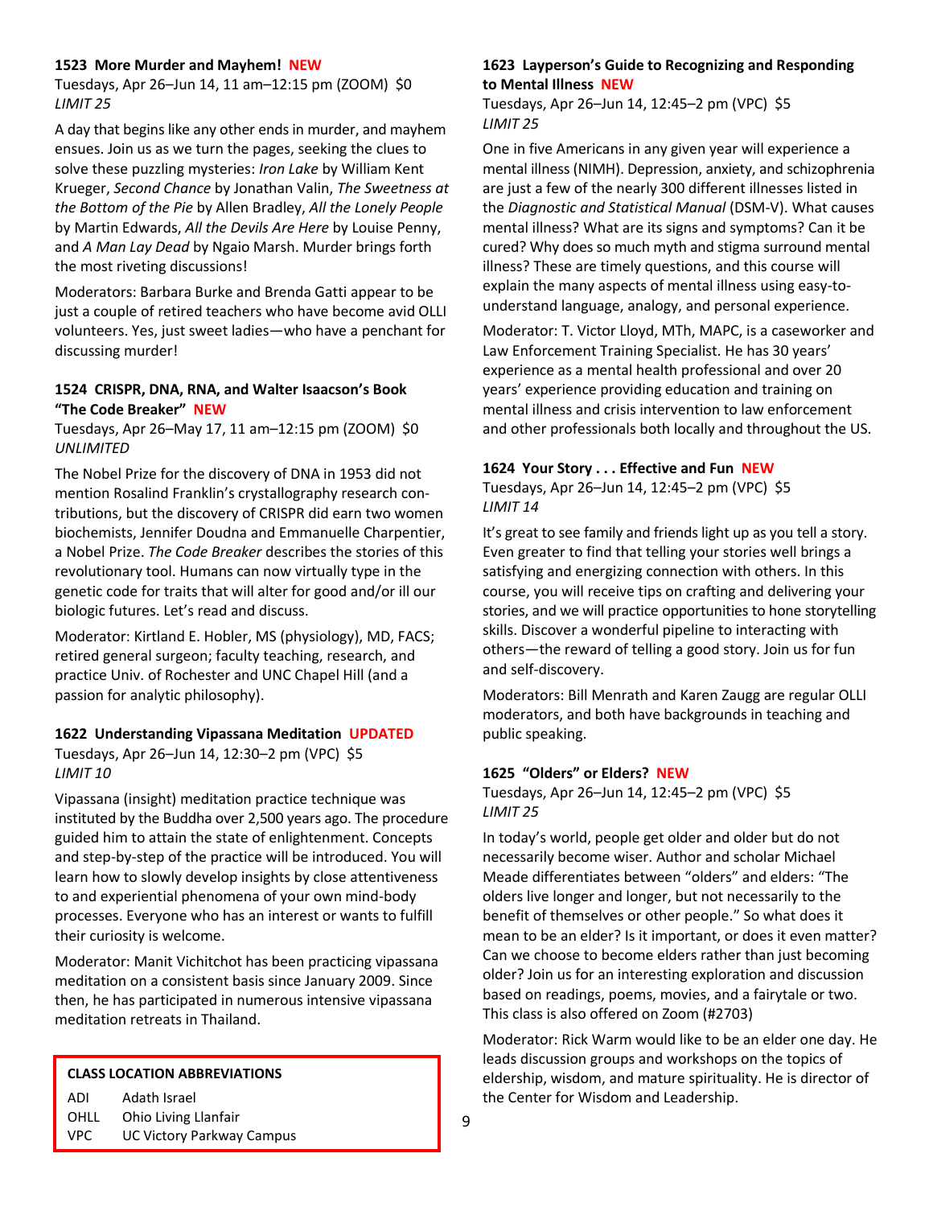### 1523 More Murder and Mayhem! NEW

Tuesdays, Apr 26–Jun 14, 11 am–12:15 pm (ZOOM) $0
*LIMIT 25*

A day that begins like any other ends in murder, and mayhem ensues. Join us as we turn the pages, seeking the clues to solve these puzzling mysteries: *Iron Lake* by William Kent Krueger, *Second Chance* by Jonathan Valin, *The Sweetness at the Bottom of the Pie* by Allen Bradley, *All the Lonely People* by Martin Edwards, *All the Devils Are Here* by Louise Penny, and *A Man Lay Dead* by Ngaio Marsh. Murder brings forth the most riveting discussions!

Moderators: Barbara Burke and Brenda Gatti appear to be just a couple of retired teachers who have become avid OLLI volunteers. Yes, just sweet ladies—who have a penchant for discussing murder!

### 1524 CRISPR, DNA, RNA, and Walter Isaacson's Book "The Code Breaker" NEW

Tuesdays, Apr 26–May 17, 11 am–12:15 pm (ZOOM) $0
*UNLIMITED*

The Nobel Prize for the discovery of DNA in 1953 did not mention Rosalind Franklin's crystallography research contributions, but the discovery of CRISPR did earn two women biochemists, Jennifer Doudna and Emmanuelle Charpentier, a Nobel Prize. *The Code Breaker* describes the stories of this revolutionary tool. Humans can now virtually type in the genetic code for traits that will alter for good and/or ill our biologic futures. Let's read and discuss.

Moderator: Kirtland E. Hobler, MS (physiology), MD, FACS; retired general surgeon; faculty teaching, research, and practice Univ. of Rochester and UNC Chapel Hill (and a passion for analytic philosophy).

### 1622 Understanding Vipassana Meditation UPDATED

Tuesdays, Apr 26–Jun 14, 12:30–2 pm (VPC) $5
*LIMIT 10*

Vipassana (insight) meditation practice technique was instituted by the Buddha over 2,500 years ago. The procedure guided him to attain the state of enlightenment. Concepts and step-by-step of the practice will be introduced. You will learn how to slowly develop insights by close attentiveness to and experiential phenomena of your own mind-body processes. Everyone who has an interest or wants to fulfill their curiosity is welcome.

Moderator: Manit Vichitchot has been practicing vipassana meditation on a consistent basis since January 2009. Since then, he has participated in numerous intensive vipassana meditation retreats in Thailand.

**CLASS LOCATION ABBREVIATIONS**

| | |
|---|---|
| ADI | Adath Israel |
| OHLL | Ohio Living Llanfair |
| VPC | UC Victory Parkway Campus |

### 1623 Layperson's Guide to Recognizing and Responding to Mental Illness NEW

Tuesdays, Apr 26–Jun 14, 12:45–2 pm (VPC) $5
*LIMIT 25*

One in five Americans in any given year will experience a mental illness (NIMH). Depression, anxiety, and schizophrenia are just a few of the nearly 300 different illnesses listed in the *Diagnostic and Statistical Manual* (DSM-V). What causes mental illness? What are its signs and symptoms? Can it be cured? Why does so much myth and stigma surround mental illness? These are timely questions, and this course will explain the many aspects of mental illness using easy-to-understand language, analogy, and personal experience.

Moderator: T. Victor Lloyd, MTh, MAPC, is a caseworker and Law Enforcement Training Specialist. He has 30 years' experience as a mental health professional and over 20 years' experience providing education and training on mental illness and crisis intervention to law enforcement and other professionals both locally and throughout the US.

### 1624 Your Story . . . Effective and Fun NEW

Tuesdays, Apr 26–Jun 14, 12:45–2 pm (VPC) $5
*LIMIT 14*

It's great to see family and friends light up as you tell a story. Even greater to find that telling your stories well brings a satisfying and energizing connection with others. In this course, you will receive tips on crafting and delivering your stories, and we will practice opportunities to hone storytelling skills. Discover a wonderful pipeline to interacting with others—the reward of telling a good story. Join us for fun and self-discovery.

Moderators: Bill Menrath and Karen Zaugg are regular OLLI moderators, and both have backgrounds in teaching and public speaking.

### 1625 "Olders" or Elders? NEW

Tuesdays, Apr 26–Jun 14, 12:45–2 pm (VPC) $5
*LIMIT 25*

In today's world, people get older and older but do not necessarily become wiser. Author and scholar Michael Meade differentiates between "olders" and elders: "The olders live longer and longer, but not necessarily to the benefit of themselves or other people." So what does it mean to be an elder? Is it important, or does it even matter? Can we choose to become elders rather than just becoming older? Join us for an interesting exploration and discussion based on readings, poems, movies, and a fairytale or two. This class is also offered on Zoom (#2703)

Moderator: Rick Warm would like to be an elder one day. He leads discussion groups and workshops on the topics of eldership, wisdom, and mature spirituality. He is director of the Center for Wisdom and Leadership.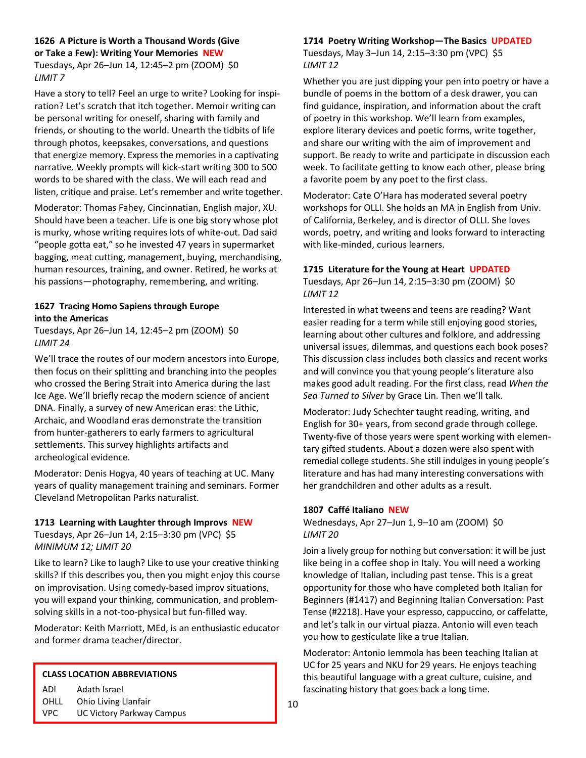### 1626 A Picture is Worth a Thousand Words (Give or Take a Few): Writing Your Memories NEW

Tuesdays, Apr 26–Jun 14, 12:45–2 pm (ZOOM) $0
*LIMIT 7*

Have a story to tell? Feel an urge to write? Looking for inspiration? Let's scratch that itch together. Memoir writing can be personal writing for oneself, sharing with family and friends, or shouting to the world. Unearth the tidbits of life through photos, keepsakes, conversations, and questions that energize memory. Express the memories in a captivating narrative. Weekly prompts will kick-start writing 300 to 500 words to be shared with the class. We will each read and listen, critique and praise. Let's remember and write together.

Moderator: Thomas Fahey, Cincinnatian, English major, XU. Should have been a teacher. Life is one big story whose plot is murky, whose writing requires lots of white-out. Dad said "people gotta eat," so he invested 47 years in supermarket bagging, meat cutting, management, buying, merchandising, human resources, training, and owner. Retired, he works at his passions—photography, remembering, and writing.

### 1627 Tracing Homo Sapiens through Europe into the Americas

Tuesdays, Apr 26–Jun 14, 12:45–2 pm (ZOOM) $0
*LIMIT 24*

We'll trace the routes of our modern ancestors into Europe, then focus on their splitting and branching into the peoples who crossed the Bering Strait into America during the last Ice Age. We'll briefly recap the modern science of ancient DNA. Finally, a survey of new American eras: the Lithic, Archaic, and Woodland eras demonstrate the transition from hunter-gatherers to early farmers to agricultural settlements. This survey highlights artifacts and archeological evidence.

Moderator: Denis Hogya, 40 years of teaching at UC. Many years of quality management training and seminars. Former Cleveland Metropolitan Parks naturalist.

### 1713 Learning with Laughter through Improvs NEW

Tuesdays, Apr 26–Jun 14, 2:15–3:30 pm (VPC) $5
*MINIMUM 12; LIMIT 20*

Like to learn? Like to laugh? Like to use your creative thinking skills? If this describes you, then you might enjoy this course on improvisation. Using comedy-based improv situations, you will expand your thinking, communication, and problem-solving skills in a not-too-physical but fun-filled way.

Moderator: Keith Marriott, MEd, is an enthusiastic educator and former drama teacher/director.

**CLASS LOCATION ABBREVIATIONS**

| | |
|---|---|
| ADI | Adath Israel |
| OHLL | Ohio Living Llanfair |
| VPC | UC Victory Parkway Campus |

### 1714 Poetry Writing Workshop—The Basics UPDATED

Tuesdays, May 3–Jun 14, 2:15–3:30 pm (VPC) $5
*LIMIT 12*

Whether you are just dipping your pen into poetry or have a bundle of poems in the bottom of a desk drawer, you can find guidance, inspiration, and information about the craft of poetry in this workshop. We'll learn from examples, explore literary devices and poetic forms, write together, and share our writing with the aim of improvement and support. Be ready to write and participate in discussion each week. To facilitate getting to know each other, please bring a favorite poem by any poet to the first class.

Moderator: Cate O'Hara has moderated several poetry workshops for OLLI. She holds an MA in English from Univ. of California, Berkeley, and is director of OLLI. She loves words, poetry, and writing and looks forward to interacting with like-minded, curious learners.

### 1715 Literature for the Young at Heart UPDATED

Tuesdays, Apr 26–Jun 14, 2:15–3:30 pm (ZOOM) $0
*LIMIT 12*

Interested in what tweens and teens are reading? Want easier reading for a term while still enjoying good stories, learning about other cultures and folklore, and addressing universal issues, dilemmas, and questions each book poses? This discussion class includes both classics and recent works and will convince you that young people's literature also makes good adult reading. For the first class, read *When the Sea Turned to Silver* by Grace Lin. Then we'll talk.

Moderator: Judy Schechter taught reading, writing, and English for 30+ years, from second grade through college. Twenty-five of those years were spent working with elementary gifted students. About a dozen were also spent with remedial college students. She still indulges in young people's literature and has had many interesting conversations with her grandchildren and other adults as a result.

### 1807 Caffé Italiano NEW

Wednesdays, Apr 27–Jun 1, 9–10 am (ZOOM) $0
*LIMIT 20*

Join a lively group for nothing but conversation: it will be just like being in a coffee shop in Italy. You will need a working knowledge of Italian, including past tense. This is a great opportunity for those who have completed both Italian for Beginners (#1417) and Beginning Italian Conversation: Past Tense (#2218). Have your espresso, cappuccino, or caffelatte, and let's talk in our virtual piazza. Antonio will even teach you how to gesticulate like a true Italian.

Moderator: Antonio Iemmola has been teaching Italian at UC for 25 years and NKU for 29 years. He enjoys teaching this beautiful language with a great culture, cuisine, and fascinating history that goes back a long time.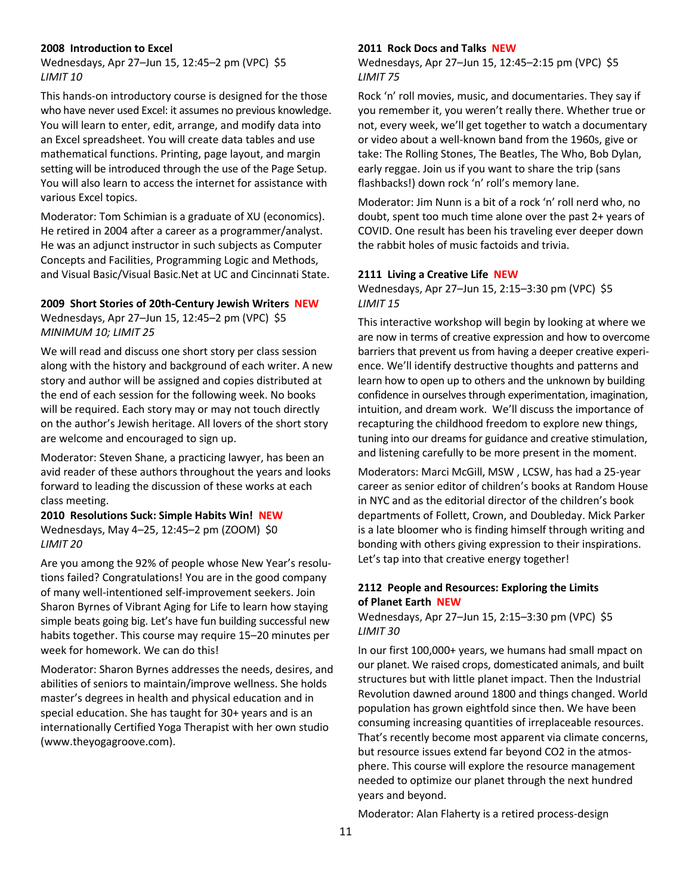**2008 Introduction to Excel**
Wednesdays, Apr 27–Jun 15, 12:45–2 pm (VPC) $5
*LIMIT 10*

This hands-on introductory course is designed for the those who have never used Excel: it assumes no previous knowledge. You will learn to enter, edit, arrange, and modify data into an Excel spreadsheet. You will create data tables and use mathematical functions. Printing, page layout, and margin setting will be introduced through the use of the Page Setup. You will also learn to access the internet for assistance with various Excel topics.

Moderator: Tom Schimian is a graduate of XU (economics). He retired in 2004 after a career as a programmer/analyst. He was an adjunct instructor in such subjects as Computer Concepts and Facilities, Programming Logic and Methods, and Visual Basic/Visual Basic.Net at UC and Cincinnati State.

**2009 Short Stories of 20th-Century Jewish Writers NEW**
Wednesdays, Apr 27–Jun 15, 12:45–2 pm (VPC) $5
*MINIMUM 10; LIMIT 25*

We will read and discuss one short story per class session along with the history and background of each writer. A new story and author will be assigned and copies distributed at the end of each session for the following week. No books will be required. Each story may or may not touch directly on the author's Jewish heritage. All lovers of the short story are welcome and encouraged to sign up.

Moderator: Steven Shane, a practicing lawyer, has been an avid reader of these authors throughout the years and looks forward to leading the discussion of these works at each class meeting.

**2010 Resolutions Suck: Simple Habits Win! NEW**
Wednesdays, May 4–25, 12:45–2 pm (ZOOM) $0
*LIMIT 20*

Are you among the 92% of people whose New Year's resolutions failed? Congratulations! You are in the good company of many well-intentioned self-improvement seekers. Join Sharon Byrnes of Vibrant Aging for Life to learn how staying simple beats going big. Let's have fun building successful new habits together. This course may require 15–20 minutes per week for homework. We can do this!

Moderator: Sharon Byrnes addresses the needs, desires, and abilities of seniors to maintain/improve wellness. She holds master's degrees in health and physical education and in special education. She has taught for 30+ years and is an internationally Certified Yoga Therapist with her own studio (www.theyogagroove.com).

**2011 Rock Docs and Talks NEW**
Wednesdays, Apr 27–Jun 15, 12:45–2:15 pm (VPC) $5
*LIMIT 75*

Rock 'n' roll movies, music, and documentaries. They say if you remember it, you weren't really there. Whether true or not, every week, we'll get together to watch a documentary or video about a well-known band from the 1960s, give or take: The Rolling Stones, The Beatles, The Who, Bob Dylan, early reggae. Join us if you want to share the trip (sans flashbacks!) down rock 'n' roll's memory lane.

Moderator: Jim Nunn is a bit of a rock 'n' roll nerd who, no doubt, spent too much time alone over the past 2+ years of COVID. One result has been his traveling ever deeper down the rabbit holes of music factoids and trivia.

**2111 Living a Creative Life NEW**
Wednesdays, Apr 27–Jun 15, 2:15–3:30 pm (VPC) $5
*LIMIT 15*

This interactive workshop will begin by looking at where we are now in terms of creative expression and how to overcome barriers that prevent us from having a deeper creative experience. We'll identify destructive thoughts and patterns and learn how to open up to others and the unknown by building confidence in ourselves through experimentation, imagination, intuition, and dream work. We'll discuss the importance of recapturing the childhood freedom to explore new things, tuning into our dreams for guidance and creative stimulation, and listening carefully to be more present in the moment.

Moderators: Marci McGill, MSW , LCSW, has had a 25-year career as senior editor of children's books at Random House in NYC and as the editorial director of the children's book departments of Follett, Crown, and Doubleday. Mick Parker is a late bloomer who is finding himself through writing and bonding with others giving expression to their inspirations. Let's tap into that creative energy together!

**2112 People and Resources: Exploring the Limits of Planet Earth NEW**
Wednesdays, Apr 27–Jun 15, 2:15–3:30 pm (VPC) $5
*LIMIT 30*

In our first 100,000+ years, we humans had small mpact on our planet. We raised crops, domesticated animals, and built structures but with little planet impact. Then the Industrial Revolution dawned around 1800 and things changed. World population has grown eightfold since then. We have been consuming increasing quantities of irreplaceable resources. That's recently become most apparent via climate concerns, but resource issues extend far beyond $CO_2$ in the atmosphere. This course will explore the resource management needed to optimize our planet through the next hundred years and beyond.

Moderator: Alan Flaherty is a retired process-design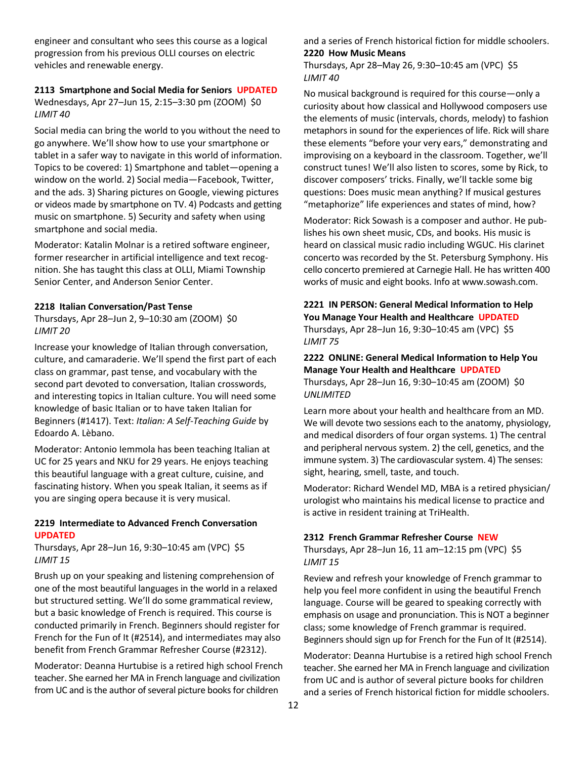engineer and consultant who sees this course as a logical progression from his previous OLLI courses on electric vehicles and renewable energy.

**2113 Smartphone and Social Media for Seniors UPDATED**
Wednesdays, Apr 27–Jun 15, 2:15–3:30 pm (ZOOM) $0
*LIMIT 40*

Social media can bring the world to you without the need to go anywhere. We'll show how to use your smartphone or tablet in a safer way to navigate in this world of information. Topics to be covered: 1) Smartphone and tablet—opening a window on the world. 2) Social media—Facebook, Twitter, and the ads. 3) Sharing pictures on Google, viewing pictures or videos made by smartphone on TV. 4) Podcasts and getting music on smartphone. 5) Security and safety when using smartphone and social media.

Moderator: Katalin Molnar is a retired software engineer, former researcher in artificial intelligence and text recognition. She has taught this class at OLLI, Miami Township Senior Center, and Anderson Senior Center.

**2218 Italian Conversation/Past Tense**
Thursdays, Apr 28–Jun 2, 9–10:30 am (ZOOM) $0
*LIMIT 20*

Increase your knowledge of Italian through conversation, culture, and camaraderie. We'll spend the first part of each class on grammar, past tense, and vocabulary with the second part devoted to conversation, Italian crosswords, and interesting topics in Italian culture. You will need some knowledge of basic Italian or to have taken Italian for Beginners (#1417). Text: *Italian: A Self-Teaching Guide* by Edoardo A. Lèbano.

Moderator: Antonio Iemmola has been teaching Italian at UC for 25 years and NKU for 29 years. He enjoys teaching this beautiful language with a great culture, cuisine, and fascinating history. When you speak Italian, it seems as if you are singing opera because it is very musical.

**2219 Intermediate to Advanced French Conversation UPDATED**
Thursdays, Apr 28–Jun 16, 9:30–10:45 am (VPC) $5
*LIMIT 15*

Brush up on your speaking and listening comprehension of one of the most beautiful languages in the world in a relaxed but structured setting. We'll do some grammatical review, but a basic knowledge of French is required. This course is conducted primarily in French. Beginners should register for French for the Fun of It (#2514), and intermediates may also benefit from French Grammar Refresher Course (#2312).

Moderator: Deanna Hurtubise is a retired high school French teacher. She earned her MA in French language and civilization from UC and is the author of several picture books for children and a series of French historical fiction for middle schoolers.

**2220 How Music Means**
Thursdays, Apr 28–May 26, 9:30–10:45 am (VPC) $5
*LIMIT 40*

No musical background is required for this course—only a curiosity about how classical and Hollywood composers use the elements of music (intervals, chords, melody) to fashion metaphors in sound for the experiences of life. Rick will share these elements "before your very ears," demonstrating and improvising on a keyboard in the classroom. Together, we'll construct tunes! We'll also listen to scores, some by Rick, to discover composers' tricks. Finally, we'll tackle some big questions: Does music mean anything? If musical gestures "metaphorize" life experiences and states of mind, how?

Moderator: Rick Sowash is a composer and author. He publishes his own sheet music, CDs, and books. His music is heard on classical music radio including WGUC. His clarinet concerto was recorded by the St. Petersburg Symphony. His cello concerto premiered at Carnegie Hall. He has written 400 works of music and eight books. Info at www.sowash.com.

**2221 IN PERSON: General Medical Information to Help You Manage Your Health and Healthcare UPDATED**
Thursdays, Apr 28–Jun 16, 9:30–10:45 am (VPC) $5
*LIMIT 75*

**2222 ONLINE: General Medical Information to Help You Manage Your Health and Healthcare UPDATED**
Thursdays, Apr 28–Jun 16, 9:30–10:45 am (ZOOM) $0
*UNLIMITED*

Learn more about your health and healthcare from an MD. We will devote two sessions each to the anatomy, physiology, and medical disorders of four organ systems. 1) The central and peripheral nervous system. 2) the cell, genetics, and the immune system. 3) The cardiovascular system. 4) The senses: sight, hearing, smell, taste, and touch.

Moderator: Richard Wendel MD, MBA is a retired physician/urologist who maintains his medical license to practice and is active in resident training at TriHealth.

**2312 French Grammar Refresher Course NEW**
Thursdays, Apr 28–Jun 16, 11 am–12:15 pm (VPC) $5
*LIMIT 15*

Review and refresh your knowledge of French grammar to help you feel more confident in using the beautiful French language. Course will be geared to speaking correctly with emphasis on usage and pronunciation. This is NOT a beginner class; some knowledge of French grammar is required. Beginners should sign up for French for the Fun of It (#2514).

Moderator: Deanna Hurtubise is a retired high school French teacher. She earned her MA in French language and civilization from UC and is author of several picture books for children and a series of French historical fiction for middle schoolers.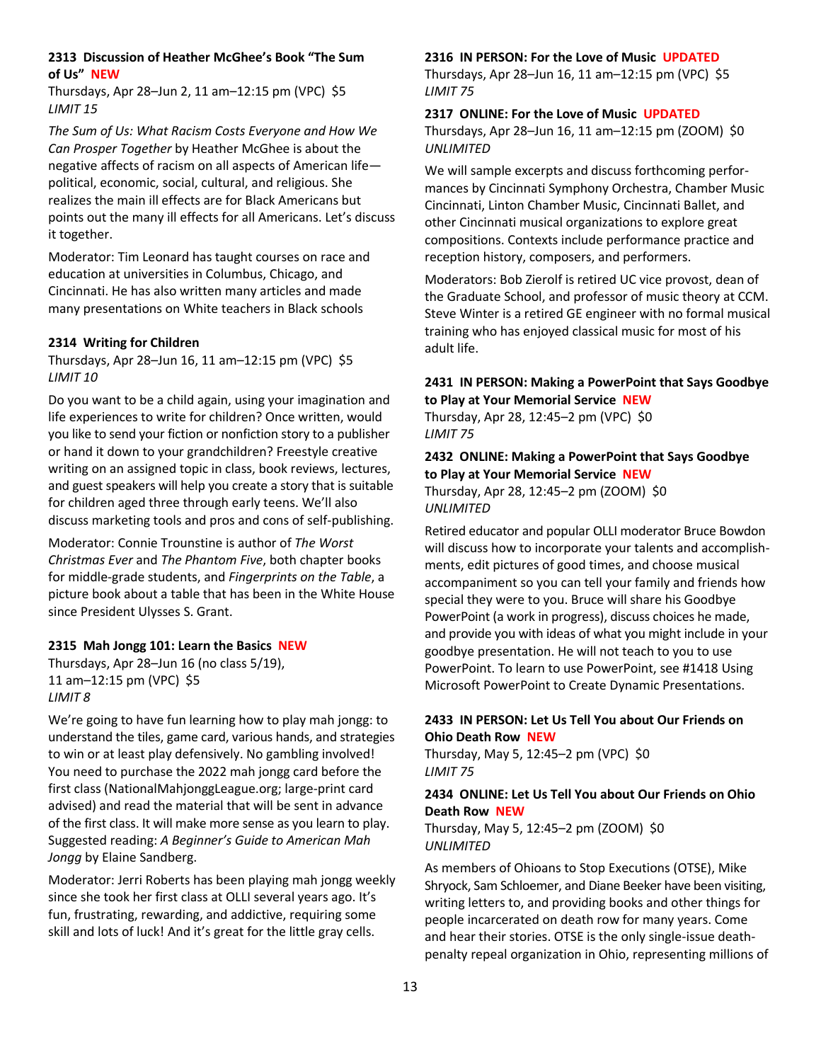**2313 Discussion of Heather McGhee's Book "The Sum of Us" NEW**
Thursdays, Apr 28–Jun 2, 11 am–12:15 pm (VPC) $5
*LIMIT 15*

*The Sum of Us: What Racism Costs Everyone and How We Can Prosper Together* by Heather McGhee is about the negative affects of racism on all aspects of American life—political, economic, social, cultural, and religious. She realizes the main ill effects are for Black Americans but points out the many ill effects for all Americans. Let's discuss it together.

Moderator: Tim Leonard has taught courses on race and education at universities in Columbus, Chicago, and Cincinnati. He has also written many articles and made many presentations on White teachers in Black schools

**2314 Writing for Children**
Thursdays, Apr 28–Jun 16, 11 am–12:15 pm (VPC) $5
*LIMIT 10*

Do you want to be a child again, using your imagination and life experiences to write for children? Once written, would you like to send your fiction or nonfiction story to a publisher or hand it down to your grandchildren? Freestyle creative writing on an assigned topic in class, book reviews, lectures, and guest speakers will help you create a story that is suitable for children aged three through early teens. We'll also discuss marketing tools and pros and cons of self-publishing.

Moderator: Connie Trounstine is author of *The Worst Christmas Ever* and *The Phantom Five*, both chapter books for middle-grade students, and *Fingerprints on the Table*, a picture book about a table that has been in the White House since President Ulysses S. Grant.

**2315 Mah Jongg 101: Learn the Basics NEW**
Thursdays, Apr 28–Jun 16 (no class 5/19), 11 am–12:15 pm (VPC) $5
*LIMIT 8*

We're going to have fun learning how to play mah jongg: to understand the tiles, game card, various hands, and strategies to win or at least play defensively. No gambling involved! You need to purchase the 2022 mah jongg card before the first class (NationalMahjonggLeague.org; large-print card advised) and read the material that will be sent in advance of the first class. It will make more sense as you learn to play. Suggested reading: *A Beginner's Guide to American Mah Jongg* by Elaine Sandberg.

Moderator: Jerri Roberts has been playing mah jongg weekly since she took her first class at OLLI several years ago. It's fun, frustrating, rewarding, and addictive, requiring some skill and lots of luck! And it's great for the little gray cells.

**2316 IN PERSON: For the Love of Music UPDATED**
Thursdays, Apr 28–Jun 16, 11 am–12:15 pm (VPC) $5
*LIMIT 75*

**2317 ONLINE: For the Love of Music UPDATED**
Thursdays, Apr 28–Jun 16, 11 am–12:15 pm (ZOOM) $0
*UNLIMITED*

We will sample excerpts and discuss forthcoming performances by Cincinnati Symphony Orchestra, Chamber Music Cincinnati, Linton Chamber Music, Cincinnati Ballet, and other Cincinnati musical organizations to explore great compositions. Contexts include performance practice and reception history, composers, and performers.

Moderators: Bob Zierolf is retired UC vice provost, dean of the Graduate School, and professor of music theory at CCM. Steve Winter is a retired GE engineer with no formal musical training who has enjoyed classical music for most of his adult life.

**2431 IN PERSON: Making a PowerPoint that Says Goodbye to Play at Your Memorial Service NEW**
Thursday, Apr 28, 12:45–2 pm (VPC) $0
*LIMIT 75*

**2432 ONLINE: Making a PowerPoint that Says Goodbye to Play at Your Memorial Service NEW**
Thursday, Apr 28, 12:45–2 pm (ZOOM) $0
*UNLIMITED*

Retired educator and popular OLLI moderator Bruce Bowdon will discuss how to incorporate your talents and accomplishments, edit pictures of good times, and choose musical accompaniment so you can tell your family and friends how special they were to you. Bruce will share his Goodbye PowerPoint (a work in progress), discuss choices he made, and provide you with ideas of what you might include in your goodbye presentation. He will not teach to you to use PowerPoint. To learn to use PowerPoint, see #1418 Using Microsoft PowerPoint to Create Dynamic Presentations.

**2433 IN PERSON: Let Us Tell You about Our Friends on Ohio Death Row NEW**
Thursday, May 5, 12:45–2 pm (VPC) $0
*LIMIT 75*

**2434 ONLINE: Let Us Tell You about Our Friends on Ohio Death Row NEW**
Thursday, May 5, 12:45–2 pm (ZOOM) $0
*UNLIMITED*

As members of Ohioans to Stop Executions (OTSE), Mike Shryock, Sam Schloemer, and Diane Beeker have been visiting, writing letters to, and providing books and other things for people incarcerated on death row for many years. Come and hear their stories. OTSE is the only single-issue death-penalty repeal organization in Ohio, representing millions of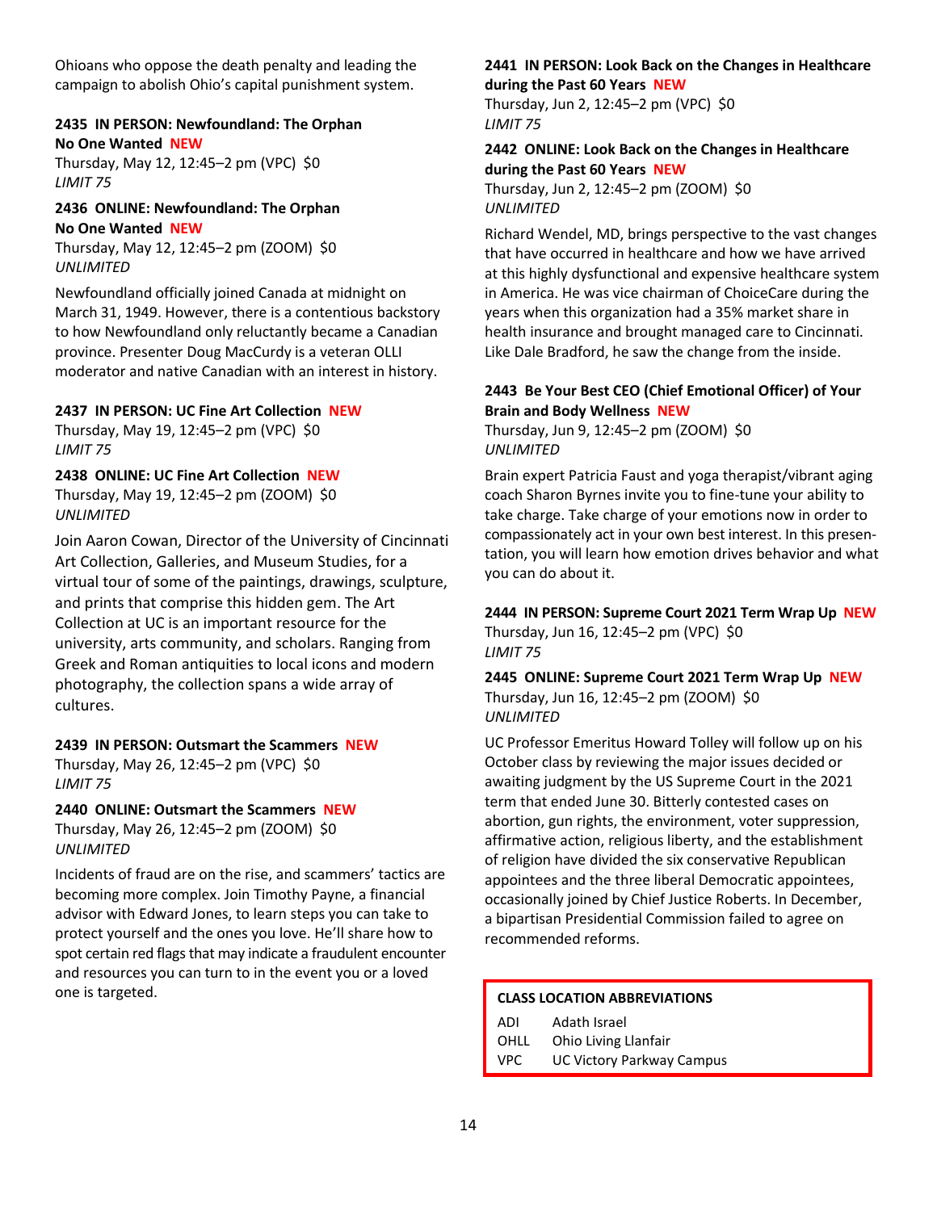Ohioans who oppose the death penalty and leading the campaign to abolish Ohio's capital punishment system.

**2435 IN PERSON: Newfoundland: The Orphan No One Wanted NEW**
Thursday, May 12, 12:45–2 pm (VPC) $0
*LIMIT 75*

**2436 ONLINE: Newfoundland: The Orphan No One Wanted NEW**
Thursday, May 12, 12:45–2 pm (ZOOM) $0
*UNLIMITED*

Newfoundland officially joined Canada at midnight on March 31, 1949. However, there is a contentious backstory to how Newfoundland only reluctantly became a Canadian province. Presenter Doug MacCurdy is a veteran OLLI moderator and native Canadian with an interest in history.

**2437 IN PERSON: UC Fine Art Collection NEW**
Thursday, May 19, 12:45–2 pm (VPC) $0
*LIMIT 75*

**2438 ONLINE: UC Fine Art Collection NEW**
Thursday, May 19, 12:45–2 pm (ZOOM) $0
*UNLIMITED*

Join Aaron Cowan, Director of the University of Cincinnati Art Collection, Galleries, and Museum Studies, for a virtual tour of some of the paintings, drawings, sculpture, and prints that comprise this hidden gem. The Art Collection at UC is an important resource for the university, arts community, and scholars. Ranging from Greek and Roman antiquities to local icons and modern photography, the collection spans a wide array of cultures.

**2439 IN PERSON: Outsmart the Scammers NEW**
Thursday, May 26, 12:45–2 pm (VPC) $0
*LIMIT 75*

**2440 ONLINE: Outsmart the Scammers NEW**
Thursday, May 26, 12:45–2 pm (ZOOM) $0
*UNLIMITED*

Incidents of fraud are on the rise, and scammers' tactics are becoming more complex. Join Timothy Payne, a financial advisor with Edward Jones, to learn steps you can take to protect yourself and the ones you love. He'll share how to spot certain red flags that may indicate a fraudulent encounter and resources you can turn to in the event you or a loved one is targeted.

**2441 IN PERSON: Look Back on the Changes in Healthcare during the Past 60 Years NEW**
Thursday, Jun 2, 12:45–2 pm (VPC) $0
*LIMIT 75*

**2442 ONLINE: Look Back on the Changes in Healthcare during the Past 60 Years NEW**
Thursday, Jun 2, 12:45–2 pm (ZOOM) $0
*UNLIMITED*

Richard Wendel, MD, brings perspective to the vast changes that have occurred in healthcare and how we have arrived at this highly dysfunctional and expensive healthcare system in America. He was vice chairman of ChoiceCare during the years when this organization had a 35% market share in health insurance and brought managed care to Cincinnati. Like Dale Bradford, he saw the change from the inside.

**2443 Be Your Best CEO (Chief Emotional Officer) of Your Brain and Body Wellness NEW**
Thursday, Jun 9, 12:45–2 pm (ZOOM) $0
*UNLIMITED*

Brain expert Patricia Faust and yoga therapist/vibrant aging coach Sharon Byrnes invite you to fine-tune your ability to take charge. Take charge of your emotions now in order to compassionately act in your own best interest. In this presentation, you will learn how emotion drives behavior and what you can do about it.

**2444 IN PERSON: Supreme Court 2021 Term Wrap Up NEW**
Thursday, Jun 16, 12:45–2 pm (VPC) $0
*LIMIT 75*

**2445 ONLINE: Supreme Court 2021 Term Wrap Up NEW**
Thursday, Jun 16, 12:45–2 pm (ZOOM) $0
*UNLIMITED*

UC Professor Emeritus Howard Tolley will follow up on his October class by reviewing the major issues decided or awaiting judgment by the US Supreme Court in the 2021 term that ended June 30. Bitterly contested cases on abortion, gun rights, the environment, voter suppression, affirmative action, religious liberty, and the establishment of religion have divided the six conservative Republican appointees and the three liberal Democratic appointees, occasionally joined by Chief Justice Roberts. In December, a bipartisan Presidential Commission failed to agree on recommended reforms.

**CLASS LOCATION ABBREVIATIONS**

| | |
|---|---|
| ADI | Adath Israel |
| OHLL | Ohio Living Llanfair |
| VPC | UC Victory Parkway Campus |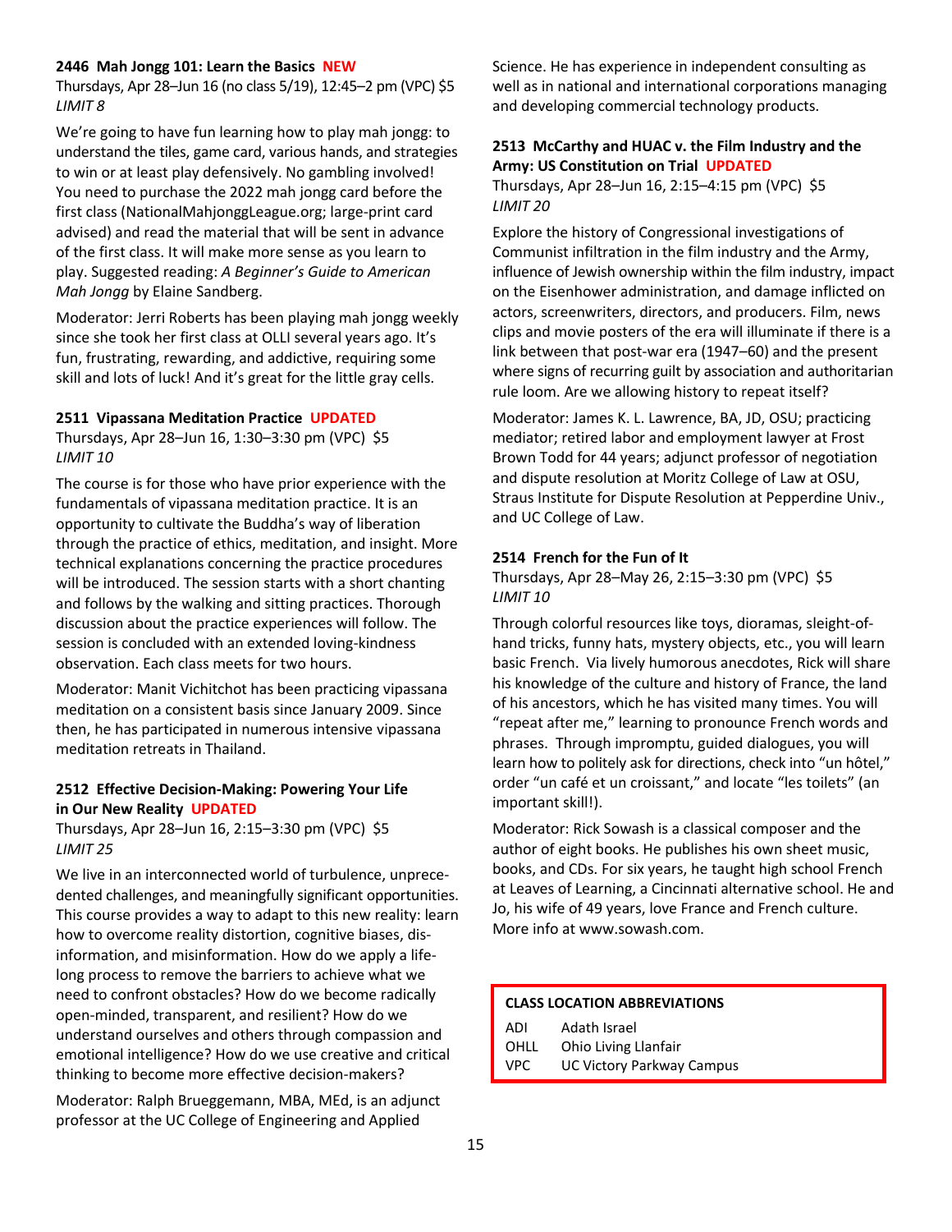### 2446 Mah Jongg 101: Learn the Basics NEW

Thursdays, Apr 28–Jun 16 (no class 5/19), 12:45–2 pm (VPC) $5
*LIMIT 8*

We're going to have fun learning how to play mah jongg: to understand the tiles, game card, various hands, and strategies to win or at least play defensively. No gambling involved! You need to purchase the 2022 mah jongg card before the first class (NationalMahjonggLeague.org; large-print card advised) and read the material that will be sent in advance of the first class. It will make more sense as you learn to play. Suggested reading: *A Beginner's Guide to American Mah Jongg* by Elaine Sandberg.

Moderator: Jerri Roberts has been playing mah jongg weekly since she took her first class at OLLI several years ago. It's fun, frustrating, rewarding, and addictive, requiring some skill and lots of luck! And it's great for the little gray cells.

### 2511 Vipassana Meditation Practice UPDATED

Thursdays, Apr 28–Jun 16, 1:30–3:30 pm (VPC) $5
*LIMIT 10*

The course is for those who have prior experience with the fundamentals of vipassana meditation practice. It is an opportunity to cultivate the Buddha's way of liberation through the practice of ethics, meditation, and insight. More technical explanations concerning the practice procedures will be introduced. The session starts with a short chanting and follows by the walking and sitting practices. Thorough discussion about the practice experiences will follow. The session is concluded with an extended loving-kindness observation. Each class meets for two hours.

Moderator: Manit Vichitchot has been practicing vipassana meditation on a consistent basis since January 2009. Since then, he has participated in numerous intensive vipassana meditation retreats in Thailand.

### 2512 Effective Decision-Making: Powering Your Life in Our New Reality UPDATED

Thursdays, Apr 28–Jun 16, 2:15–3:30 pm (VPC) $5
*LIMIT 25*

We live in an interconnected world of turbulence, unprecedented challenges, and meaningfully significant opportunities. This course provides a way to adapt to this new reality: learn how to overcome reality distortion, cognitive biases, disinformation, and misinformation. How do we apply a lifelong process to remove the barriers to achieve what we need to confront obstacles? How do we become radically open-minded, transparent, and resilient? How do we understand ourselves and others through compassion and emotional intelligence? How do we use creative and critical thinking to become more effective decision-makers?

Moderator: Ralph Brueggemann, MBA, MEd, is an adjunct professor at the UC College of Engineering and Applied Science. He has experience in independent consulting as well as in national and international corporations managing and developing commercial technology products.

### 2513 McCarthy and HUAC v. the Film Industry and the Army: US Constitution on Trial UPDATED

Thursdays, Apr 28–Jun 16, 2:15–4:15 pm (VPC) $5
*LIMIT 20*

Explore the history of Congressional investigations of Communist infiltration in the film industry and the Army, influence of Jewish ownership within the film industry, impact on the Eisenhower administration, and damage inflicted on actors, screenwriters, directors, and producers. Film, news clips and movie posters of the era will illuminate if there is a link between that post-war era (1947–60) and the present where signs of recurring guilt by association and authoritarian rule loom. Are we allowing history to repeat itself?

Moderator: James K. L. Lawrence, BA, JD, OSU; practicing mediator; retired labor and employment lawyer at Frost Brown Todd for 44 years; adjunct professor of negotiation and dispute resolution at Moritz College of Law at OSU, Straus Institute for Dispute Resolution at Pepperdine Univ., and UC College of Law.

### 2514 French for the Fun of It

Thursdays, Apr 28–May 26, 2:15–3:30 pm (VPC) $5
*LIMIT 10*

Through colorful resources like toys, dioramas, sleight-of-hand tricks, funny hats, mystery objects, etc., you will learn basic French. Via lively humorous anecdotes, Rick will share his knowledge of the culture and history of France, the land of his ancestors, which he has visited many times. You will "repeat after me," learning to pronounce French words and phrases. Through impromptu, guided dialogues, you will learn how to politely ask for directions, check into "un hôtel," order "un café et un croissant," and locate "les toilets" (an important skill!).

Moderator: Rick Sowash is a classical composer and the author of eight books. He publishes his own sheet music, books, and CDs. For six years, he taught high school French at Leaves of Learning, a Cincinnati alternative school. He and Jo, his wife of 49 years, love France and French culture. More info at www.sowash.com.

**CLASS LOCATION ABBREVIATIONS**

| | |
|---|---|
| ADI | Adath Israel |
| OHLL | Ohio Living Llanfair |
| VPC | UC Victory Parkway Campus |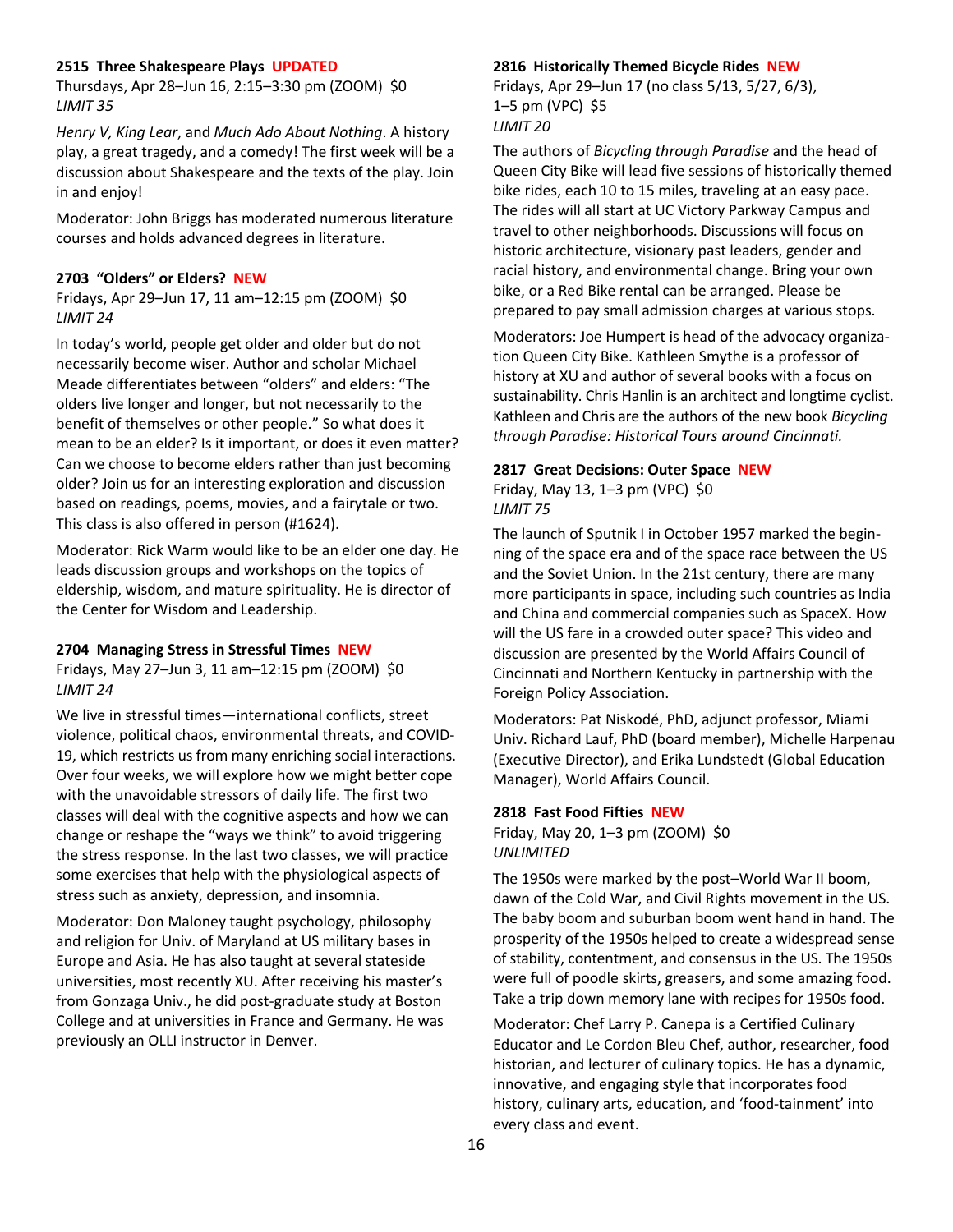### 2515 Three Shakespeare Plays UPDATED

Thursdays, Apr 28–Jun 16, 2:15–3:30 pm (ZOOM) $0
*LIMIT 35*

*Henry V*, *King Lear*, and *Much Ado About Nothing*. A history play, a great tragedy, and a comedy! The first week will be a discussion about Shakespeare and the texts of the play. Join in and enjoy!

Moderator: John Briggs has moderated numerous literature courses and holds advanced degrees in literature.

### 2703 "Olders" or Elders? NEW

Fridays, Apr 29–Jun 17, 11 am–12:15 pm (ZOOM) $0
*LIMIT 24*

In today's world, people get older and older but do not necessarily become wiser. Author and scholar Michael Meade differentiates between "olders" and elders: "The olders live longer and longer, but not necessarily to the benefit of themselves or other people." So what does it mean to be an elder? Is it important, or does it even matter? Can we choose to become elders rather than just becoming older? Join us for an interesting exploration and discussion based on readings, poems, movies, and a fairytale or two. This class is also offered in person (#1624).

Moderator: Rick Warm would like to be an elder one day. He leads discussion groups and workshops on the topics of eldership, wisdom, and mature spirituality. He is director of the Center for Wisdom and Leadership.

### 2704 Managing Stress in Stressful Times NEW

Fridays, May 27–Jun 3, 11 am–12:15 pm (ZOOM) $0
*LIMIT 24*

We live in stressful times—international conflicts, street violence, political chaos, environmental threats, and COVID-19, which restricts us from many enriching social interactions. Over four weeks, we will explore how we might better cope with the unavoidable stressors of daily life. The first two classes will deal with the cognitive aspects and how we can change or reshape the "ways we think" to avoid triggering the stress response. In the last two classes, we will practice some exercises that help with the physiological aspects of stress such as anxiety, depression, and insomnia.

Moderator: Don Maloney taught psychology, philosophy and religion for Univ. of Maryland at US military bases in Europe and Asia. He has also taught at several stateside universities, most recently XU. After receiving his master's from Gonzaga Univ., he did post-graduate study at Boston College and at universities in France and Germany. He was previously an OLLI instructor in Denver.

### 2816 Historically Themed Bicycle Rides NEW

Fridays, Apr 29–Jun 17 (no class 5/13, 5/27, 6/3), 1–5 pm (VPC) $5
*LIMIT 20*

The authors of *Bicycling through Paradise* and the head of Queen City Bike will lead five sessions of historically themed bike rides, each 10 to 15 miles, traveling at an easy pace. The rides will all start at UC Victory Parkway Campus and travel to other neighborhoods. Discussions will focus on historic architecture, visionary past leaders, gender and racial history, and environmental change. Bring your own bike, or a Red Bike rental can be arranged. Please be prepared to pay small admission charges at various stops.

Moderators: Joe Humpert is head of the advocacy organization Queen City Bike. Kathleen Smythe is a professor of history at XU and author of several books with a focus on sustainability. Chris Hanlin is an architect and longtime cyclist. Kathleen and Chris are the authors of the new book *Bicycling through Paradise: Historical Tours around Cincinnati.*

### 2817 Great Decisions: Outer Space NEW

Friday, May 13, 1–3 pm (VPC) $0
*LIMIT 75*

The launch of Sputnik I in October 1957 marked the beginning of the space era and of the space race between the US and the Soviet Union. In the 21st century, there are many more participants in space, including such countries as India and China and commercial companies such as SpaceX. How will the US fare in a crowded outer space? This video and discussion are presented by the World Affairs Council of Cincinnati and Northern Kentucky in partnership with the Foreign Policy Association.

Moderators: Pat Niskodé, PhD, adjunct professor, Miami Univ. Richard Lauf, PhD (board member), Michelle Harpenau (Executive Director), and Erika Lundstedt (Global Education Manager), World Affairs Council.

### 2818 Fast Food Fifties NEW

Friday, May 20, 1–3 pm (ZOOM) $0
*UNLIMITED*

The 1950s were marked by the post–World War II boom, dawn of the Cold War, and Civil Rights movement in the US. The baby boom and suburban boom went hand in hand. The prosperity of the 1950s helped to create a widespread sense of stability, contentment, and consensus in the US. The 1950s were full of poodle skirts, greasers, and some amazing food. Take a trip down memory lane with recipes for 1950s food.

Moderator: Chef Larry P. Canepa is a Certified Culinary Educator and Le Cordon Bleu Chef, author, researcher, food historian, and lecturer of culinary topics. He has a dynamic, innovative, and engaging style that incorporates food history, culinary arts, education, and 'food-tainment' into every class and event.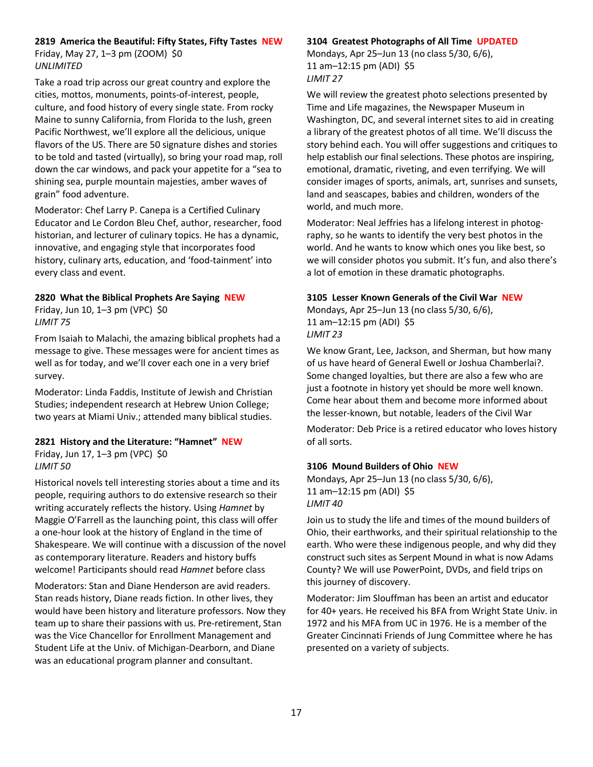### **2819 America the Beautiful: Fifty States, Fifty Tastes NEW**

Friday, May 27, 1–3 pm (ZOOM) $0
*UNLIMITED*

Take a road trip across our great country and explore the cities, mottos, monuments, points-of-interest, people, culture, and food history of every single state. From rocky Maine to sunny California, from Florida to the lush, green Pacific Northwest, we'll explore all the delicious, unique flavors of the US. There are 50 signature dishes and stories to be told and tasted (virtually), so bring your road map, roll down the car windows, and pack your appetite for a "sea to shining sea, purple mountain majesties, amber waves of grain" food adventure.

Moderator: Chef Larry P. Canepa is a Certified Culinary Educator and Le Cordon Bleu Chef, author, researcher, food historian, and lecturer of culinary topics. He has a dynamic, innovative, and engaging style that incorporates food history, culinary arts, education, and 'food-tainment' into every class and event.

### **2820 What the Biblical Prophets Are Saying NEW**

Friday, Jun 10, 1–3 pm (VPC) $0
*LIMIT 75*

From Isaiah to Malachi, the amazing biblical prophets had a message to give. These messages were for ancient times as well as for today, and we'll cover each one in a very brief survey.

Moderator: Linda Faddis, Institute of Jewish and Christian Studies; independent research at Hebrew Union College; two years at Miami Univ.; attended many biblical studies.

### **2821 History and the Literature: "Hamnet" NEW**

Friday, Jun 17, 1–3 pm (VPC) $0
*LIMIT 50*

Historical novels tell interesting stories about a time and its people, requiring authors to do extensive research so their writing accurately reflects the history. Using *Hamnet* by Maggie O'Farrell as the launching point, this class will offer a one-hour look at the history of England in the time of Shakespeare. We will continue with a discussion of the novel as contemporary literature. Readers and history buffs welcome! Participants should read *Hamnet* before class

Moderators: Stan and Diane Henderson are avid readers. Stan reads history, Diane reads fiction. In other lives, they would have been history and literature professors. Now they team up to share their passions with us. Pre-retirement, Stan was the Vice Chancellor for Enrollment Management and Student Life at the Univ. of Michigan-Dearborn, and Diane was an educational program planner and consultant.

### **3104 Greatest Photographs of All Time UPDATED**

Mondays, Apr 25–Jun 13 (no class 5/30, 6/6),
11 am–12:15 pm (ADI) $5
*LIMIT 27*

We will review the greatest photo selections presented by Time and Life magazines, the Newspaper Museum in Washington, DC, and several internet sites to aid in creating a library of the greatest photos of all time. We'll discuss the story behind each. You will offer suggestions and critiques to help establish our final selections. These photos are inspiring, emotional, dramatic, riveting, and even terrifying. We will consider images of sports, animals, art, sunrises and sunsets, land and seascapes, babies and children, wonders of the world, and much more.

Moderator: Neal Jeffries has a lifelong interest in photography, so he wants to identify the very best photos in the world. And he wants to know which ones you like best, so we will consider photos you submit. It's fun, and also there's a lot of emotion in these dramatic photographs.

### **3105 Lesser Known Generals of the Civil War NEW**

Mondays, Apr 25–Jun 13 (no class 5/30, 6/6),
11 am–12:15 pm (ADI) $5
*LIMIT 23*

We know Grant, Lee, Jackson, and Sherman, but how many of us have heard of General Ewell or Joshua Chamberlai?. Some changed loyalties, but there are also a few who are just a footnote in history yet should be more well known. Come hear about them and become more informed about the lesser-known, but notable, leaders of the Civil War

Moderator: Deb Price is a retired educator who loves history of all sorts.

### **3106 Mound Builders of Ohio NEW**

Mondays, Apr 25–Jun 13 (no class 5/30, 6/6),
11 am–12:15 pm (ADI) $5
*LIMIT 40*

Join us to study the life and times of the mound builders of Ohio, their earthworks, and their spiritual relationship to the earth. Who were these indigenous people, and why did they construct such sites as Serpent Mound in what is now Adams County? We will use PowerPoint, DVDs, and field trips on this journey of discovery.

Moderator: Jim Slouffman has been an artist and educator for 40+ years. He received his BFA from Wright State Univ. in 1972 and his MFA from UC in 1976. He is a member of the Greater Cincinnati Friends of Jung Committee where he has presented on a variety of subjects.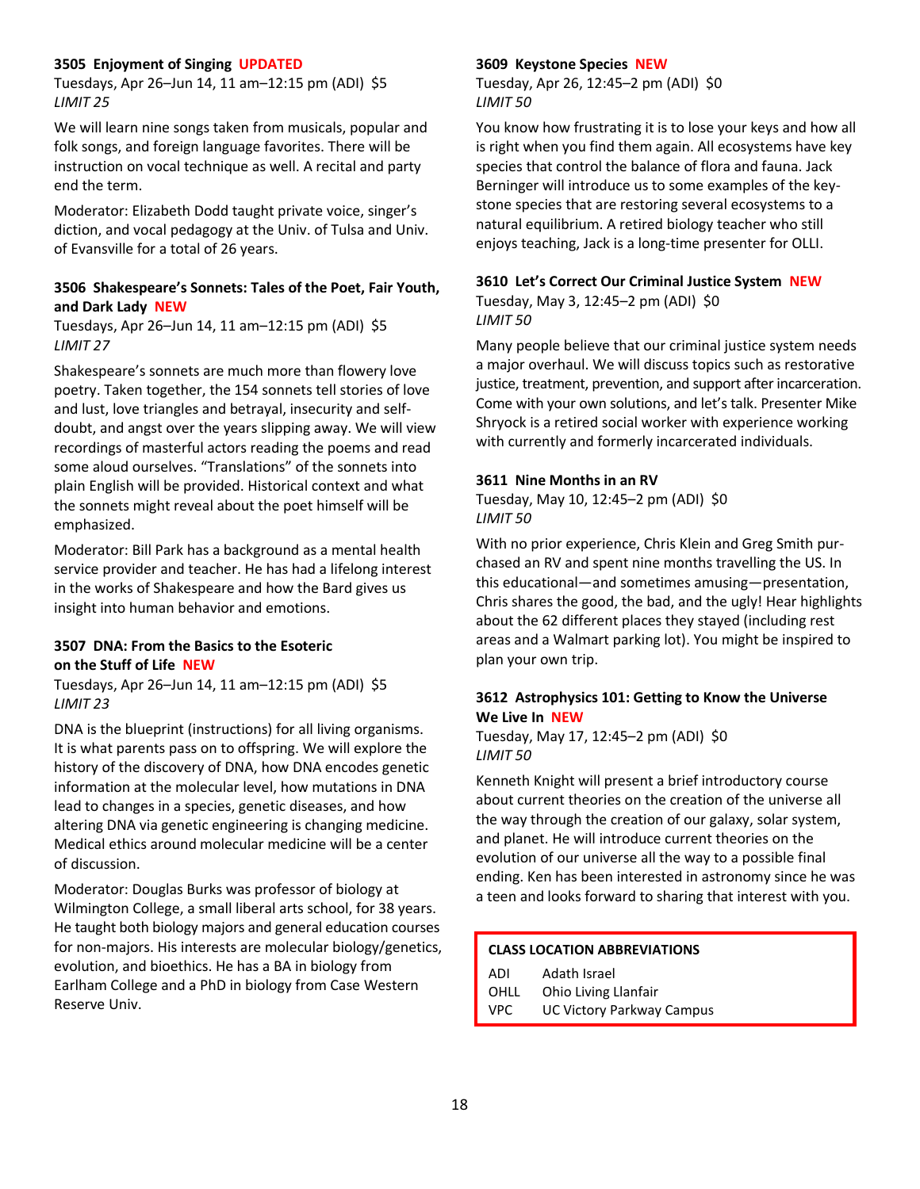### 3505 Enjoyment of Singing UPDATED

Tuesdays, Apr 26–Jun 14, 11 am–12:15 pm (ADI) $5
*LIMIT 25*

We will learn nine songs taken from musicals, popular and folk songs, and foreign language favorites. There will be instruction on vocal technique as well. A recital and party end the term.

Moderator: Elizabeth Dodd taught private voice, singer's diction, and vocal pedagogy at the Univ. of Tulsa and Univ. of Evansville for a total of 26 years.

### 3506 Shakespeare's Sonnets: Tales of the Poet, Fair Youth, and Dark Lady NEW

Tuesdays, Apr 26–Jun 14, 11 am–12:15 pm (ADI) $5
*LIMIT 27*

Shakespeare's sonnets are much more than flowery love poetry. Taken together, the 154 sonnets tell stories of love and lust, love triangles and betrayal, insecurity and self-doubt, and angst over the years slipping away. We will view recordings of masterful actors reading the poems and read some aloud ourselves. "Translations" of the sonnets into plain English will be provided. Historical context and what the sonnets might reveal about the poet himself will be emphasized.

Moderator: Bill Park has a background as a mental health service provider and teacher. He has had a lifelong interest in the works of Shakespeare and how the Bard gives us insight into human behavior and emotions.

### 3507 DNA: From the Basics to the Esoteric on the Stuff of Life NEW

Tuesdays, Apr 26–Jun 14, 11 am–12:15 pm (ADI) $5
*LIMIT 23*

DNA is the blueprint (instructions) for all living organisms. It is what parents pass on to offspring. We will explore the history of the discovery of DNA, how DNA encodes genetic information at the molecular level, how mutations in DNA lead to changes in a species, genetic diseases, and how altering DNA via genetic engineering is changing medicine. Medical ethics around molecular medicine will be a center of discussion.

Moderator: Douglas Burks was professor of biology at Wilmington College, a small liberal arts school, for 38 years. He taught both biology majors and general education courses for non-majors. His interests are molecular biology/genetics, evolution, and bioethics. He has a BA in biology from Earlham College and a PhD in biology from Case Western Reserve Univ.

### 3609 Keystone Species NEW

Tuesday, Apr 26, 12:45–2 pm (ADI) $0
*LIMIT 50*

You know how frustrating it is to lose your keys and how all is right when you find them again. All ecosystems have key species that control the balance of flora and fauna. Jack Berninger will introduce us to some examples of the keystone species that are restoring several ecosystems to a natural equilibrium. A retired biology teacher who still enjoys teaching, Jack is a long-time presenter for OLLI.

### 3610 Let's Correct Our Criminal Justice System NEW

Tuesday, May 3, 12:45–2 pm (ADI) $0
*LIMIT 50*

Many people believe that our criminal justice system needs a major overhaul. We will discuss topics such as restorative justice, treatment, prevention, and support after incarceration. Come with your own solutions, and let's talk. Presenter Mike Shryock is a retired social worker with experience working with currently and formerly incarcerated individuals.

### 3611 Nine Months in an RV

Tuesday, May 10, 12:45–2 pm (ADI) $0
*LIMIT 50*

With no prior experience, Chris Klein and Greg Smith purchased an RV and spent nine months travelling the US. In this educational—and sometimes amusing—presentation, Chris shares the good, the bad, and the ugly! Hear highlights about the 62 different places they stayed (including rest areas and a Walmart parking lot). You might be inspired to plan your own trip.

### 3612 Astrophysics 101: Getting to Know the Universe We Live In NEW

Tuesday, May 17, 12:45–2 pm (ADI) $0
*LIMIT 50*

Kenneth Knight will present a brief introductory course about current theories on the creation of the universe all the way through the creation of our galaxy, solar system, and planet. He will introduce current theories on the evolution of our universe all the way to a possible final ending. Ken has been interested in astronomy since he was a teen and looks forward to sharing that interest with you.

**CLASS LOCATION ABBREVIATIONS**

| | |
|---|---|
| ADI | Adath Israel |
| OHLL | Ohio Living Llanfair |
| VPC | UC Victory Parkway Campus |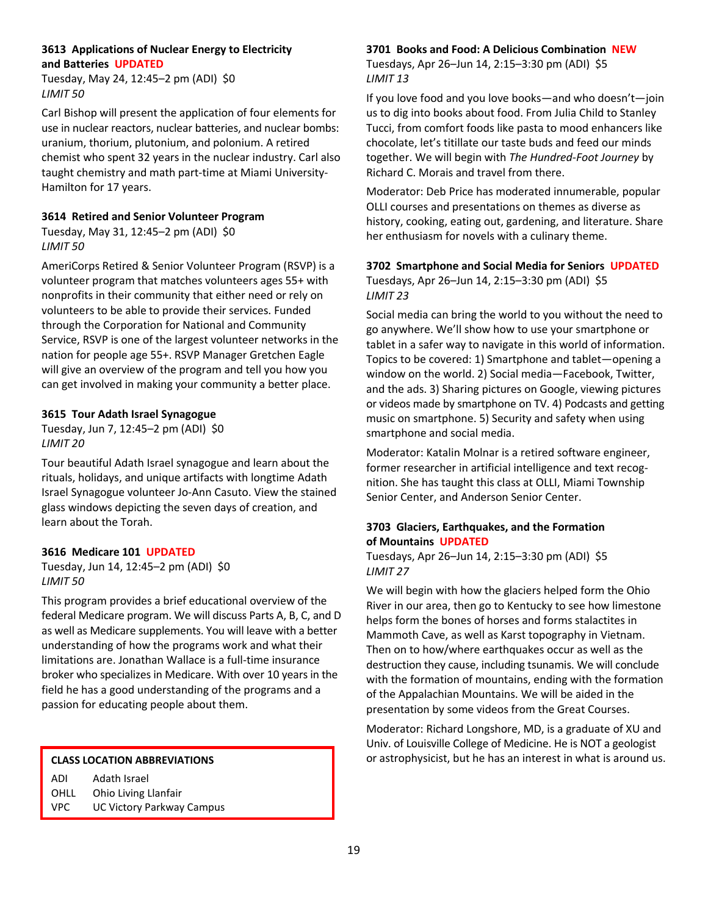### 3613 Applications of Nuclear Energy to Electricity and Batteries UPDATED

Tuesday, May 24, 12:45–2 pm (ADI) $0
*LIMIT 50*

Carl Bishop will present the application of four elements for use in nuclear reactors, nuclear batteries, and nuclear bombs: uranium, thorium, plutonium, and polonium. A retired chemist who spent 32 years in the nuclear industry. Carl also taught chemistry and math part-time at Miami University-Hamilton for 17 years.

### 3614 Retired and Senior Volunteer Program

Tuesday, May 31, 12:45–2 pm (ADI) $0
*LIMIT 50*

AmeriCorps Retired & Senior Volunteer Program (RSVP) is a volunteer program that matches volunteers ages 55+ with nonprofits in their community that either need or rely on volunteers to be able to provide their services. Funded through the Corporation for National and Community Service, RSVP is one of the largest volunteer networks in the nation for people age 55+. RSVP Manager Gretchen Eagle will give an overview of the program and tell you how you can get involved in making your community a better place.

### 3615 Tour Adath Israel Synagogue

Tuesday, Jun 7, 12:45–2 pm (ADI) $0
*LIMIT 20*

Tour beautiful Adath Israel synagogue and learn about the rituals, holidays, and unique artifacts with longtime Adath Israel Synagogue volunteer Jo-Ann Casuto. View the stained glass windows depicting the seven days of creation, and learn about the Torah.

### 3616 Medicare 101 UPDATED

Tuesday, Jun 14, 12:45–2 pm (ADI) $0
*LIMIT 50*

This program provides a brief educational overview of the federal Medicare program. We will discuss Parts A, B, C, and D as well as Medicare supplements. You will leave with a better understanding of how the programs work and what their limitations are. Jonathan Wallace is a full-time insurance broker who specializes in Medicare. With over 10 years in the field he has a good understanding of the programs and a passion for educating people about them.

**CLASS LOCATION ABBREVIATIONS**

| | |
|---|---|
| ADI | Adath Israel |
| OHLL | Ohio Living Llanfair |
| VPC | UC Victory Parkway Campus |

### 3701 Books and Food: A Delicious Combination NEW

Tuesdays, Apr 26–Jun 14, 2:15–3:30 pm (ADI) $5
*LIMIT 13*

If you love food and you love books—and who doesn't—join us to dig into books about food. From Julia Child to Stanley Tucci, from comfort foods like pasta to mood enhancers like chocolate, let's titillate our taste buds and feed our minds together. We will begin with *The Hundred-Foot Journey* by Richard C. Morais and travel from there.

Moderator: Deb Price has moderated innumerable, popular OLLI courses and presentations on themes as diverse as history, cooking, eating out, gardening, and literature. Share her enthusiasm for novels with a culinary theme.

### 3702 Smartphone and Social Media for Seniors UPDATED

Tuesdays, Apr 26–Jun 14, 2:15–3:30 pm (ADI) $5
*LIMIT 23*

Social media can bring the world to you without the need to go anywhere. We'll show how to use your smartphone or tablet in a safer way to navigate in this world of information. Topics to be covered: 1) Smartphone and tablet—opening a window on the world. 2) Social media—Facebook, Twitter, and the ads. 3) Sharing pictures on Google, viewing pictures or videos made by smartphone on TV. 4) Podcasts and getting music on smartphone. 5) Security and safety when using smartphone and social media.

Moderator: Katalin Molnar is a retired software engineer, former researcher in artificial intelligence and text recognition. She has taught this class at OLLI, Miami Township Senior Center, and Anderson Senior Center.

### 3703 Glaciers, Earthquakes, and the Formation of Mountains UPDATED

Tuesdays, Apr 26–Jun 14, 2:15–3:30 pm (ADI) $5
*LIMIT 27*

We will begin with how the glaciers helped form the Ohio River in our area, then go to Kentucky to see how limestone helps form the bones of horses and forms stalactites in Mammoth Cave, as well as Karst topography in Vietnam. Then on to how/where earthquakes occur as well as the destruction they cause, including tsunamis. We will conclude with the formation of mountains, ending with the formation of the Appalachian Mountains. We will be aided in the presentation by some videos from the Great Courses.

Moderator: Richard Longshore, MD, is a graduate of XU and Univ. of Louisville College of Medicine. He is NOT a geologist or astrophysicist, but he has an interest in what is around us.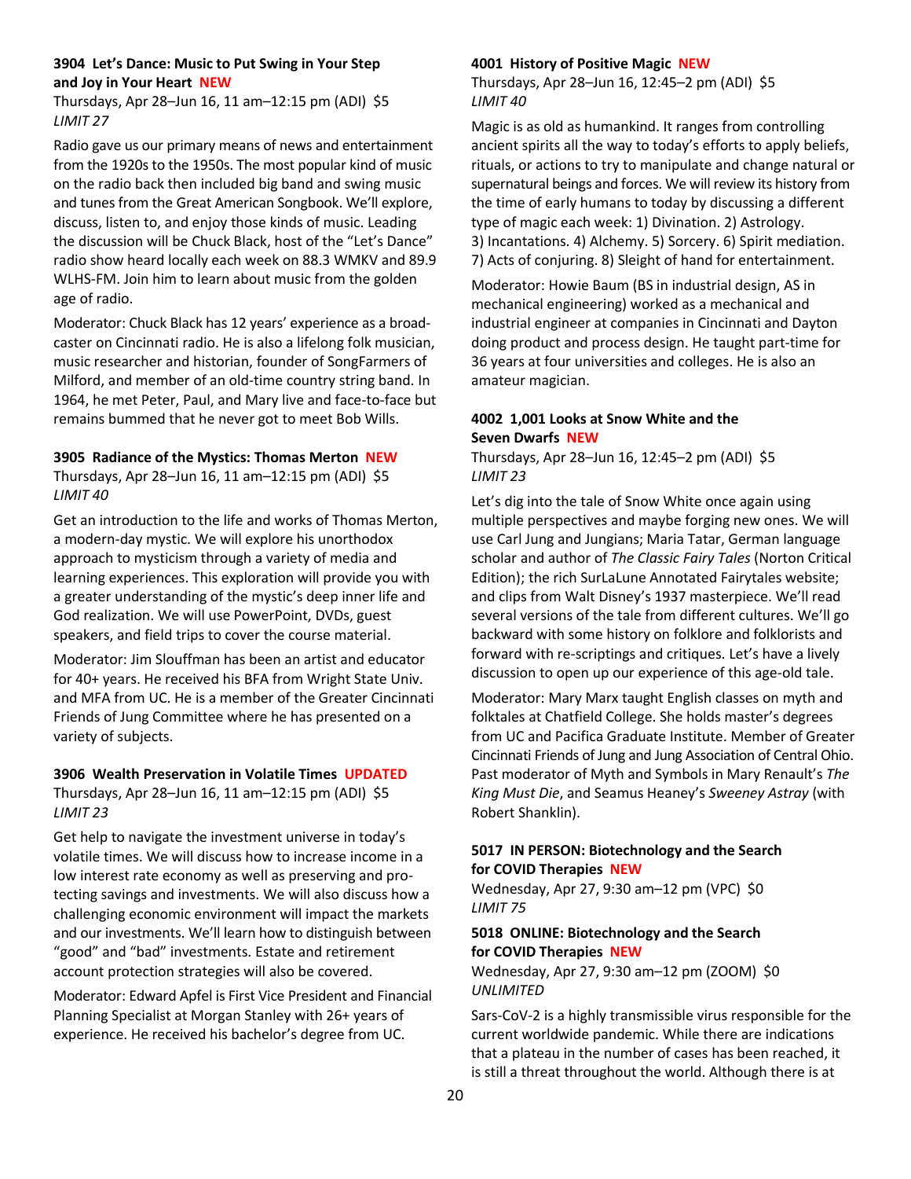### 3904 Let's Dance: Music to Put Swing in Your Step and Joy in Your Heart NEW

Thursdays, Apr 28–Jun 16, 11 am–12:15 pm (ADI) $5
*LIMIT 27*

Radio gave us our primary means of news and entertainment from the 1920s to the 1950s. The most popular kind of music on the radio back then included big band and swing music and tunes from the Great American Songbook. We'll explore, discuss, listen to, and enjoy those kinds of music. Leading the discussion will be Chuck Black, host of the "Let's Dance" radio show heard locally each week on 88.3 WMKV and 89.9 WLHS-FM. Join him to learn about music from the golden age of radio.

Moderator: Chuck Black has 12 years' experience as a broadcaster on Cincinnati radio. He is also a lifelong folk musician, music researcher and historian, founder of SongFarmers of Milford, and member of an old-time country string band. In 1964, he met Peter, Paul, and Mary live and face-to-face but remains bummed that he never got to meet Bob Wills.

### 3905 Radiance of the Mystics: Thomas Merton NEW

Thursdays, Apr 28–Jun 16, 11 am–12:15 pm (ADI) $5
*LIMIT 40*

Get an introduction to the life and works of Thomas Merton, a modern-day mystic. We will explore his unorthodox approach to mysticism through a variety of media and learning experiences. This exploration will provide you with a greater understanding of the mystic's deep inner life and God realization. We will use PowerPoint, DVDs, guest speakers, and field trips to cover the course material.

Moderator: Jim Slouffman has been an artist and educator for 40+ years. He received his BFA from Wright State Univ. and MFA from UC. He is a member of the Greater Cincinnati Friends of Jung Committee where he has presented on a variety of subjects.

### 3906 Wealth Preservation in Volatile Times UPDATED

Thursdays, Apr 28–Jun 16, 11 am–12:15 pm (ADI) $5
*LIMIT 23*

Get help to navigate the investment universe in today's volatile times. We will discuss how to increase income in a low interest rate economy as well as preserving and protecting savings and investments. We will also discuss how a challenging economic environment will impact the markets and our investments. We'll learn how to distinguish between "good" and "bad" investments. Estate and retirement account protection strategies will also be covered.

Moderator: Edward Apfel is First Vice President and Financial Planning Specialist at Morgan Stanley with 26+ years of experience. He received his bachelor's degree from UC.

### 4001 History of Positive Magic NEW

Thursdays, Apr 28–Jun 16, 12:45–2 pm (ADI) $5
*LIMIT 40*

Magic is as old as humankind. It ranges from controlling ancient spirits all the way to today's efforts to apply beliefs, rituals, or actions to try to manipulate and change natural or supernatural beings and forces. We will review its history from the time of early humans to today by discussing a different type of magic each week: 1) Divination. 2) Astrology. 3) Incantations. 4) Alchemy. 5) Sorcery. 6) Spirit mediation. 7) Acts of conjuring. 8) Sleight of hand for entertainment.

Moderator: Howie Baum (BS in industrial design, AS in mechanical engineering) worked as a mechanical and industrial engineer at companies in Cincinnati and Dayton doing product and process design. He taught part-time for 36 years at four universities and colleges. He is also an amateur magician.

### 4002 1,001 Looks at Snow White and the Seven Dwarfs NEW

Thursdays, Apr 28–Jun 16, 12:45–2 pm (ADI) $5
*LIMIT 23*

Let's dig into the tale of Snow White once again using multiple perspectives and maybe forging new ones. We will use Carl Jung and Jungians; Maria Tatar, German language scholar and author of *The Classic Fairy Tales* (Norton Critical Edition); the rich SurLaLune Annotated Fairytales website; and clips from Walt Disney's 1937 masterpiece. We'll read several versions of the tale from different cultures. We'll go backward with some history on folklore and folklorists and forward with re-scriptings and critiques. Let's have a lively discussion to open up our experience of this age-old tale.

Moderator: Mary Marx taught English classes on myth and folktales at Chatfield College. She holds master's degrees from UC and Pacifica Graduate Institute. Member of Greater Cincinnati Friends of Jung and Jung Association of Central Ohio. Past moderator of Myth and Symbols in Mary Renault's *The King Must Die*, and Seamus Heaney's *Sweeney Astray* (with Robert Shanklin).

### 5017 IN PERSON: Biotechnology and the Search for COVID Therapies NEW

Wednesday, Apr 27, 9:30 am–12 pm (VPC) $0
*LIMIT 75*

### 5018 ONLINE: Biotechnology and the Search for COVID Therapies NEW

Wednesday, Apr 27, 9:30 am–12 pm (ZOOM) $0
*UNLIMITED*

Sars-CoV-2 is a highly transmissible virus responsible for the current worldwide pandemic. While there are indications that a plateau in the number of cases has been reached, it is still a threat throughout the world. Although there is at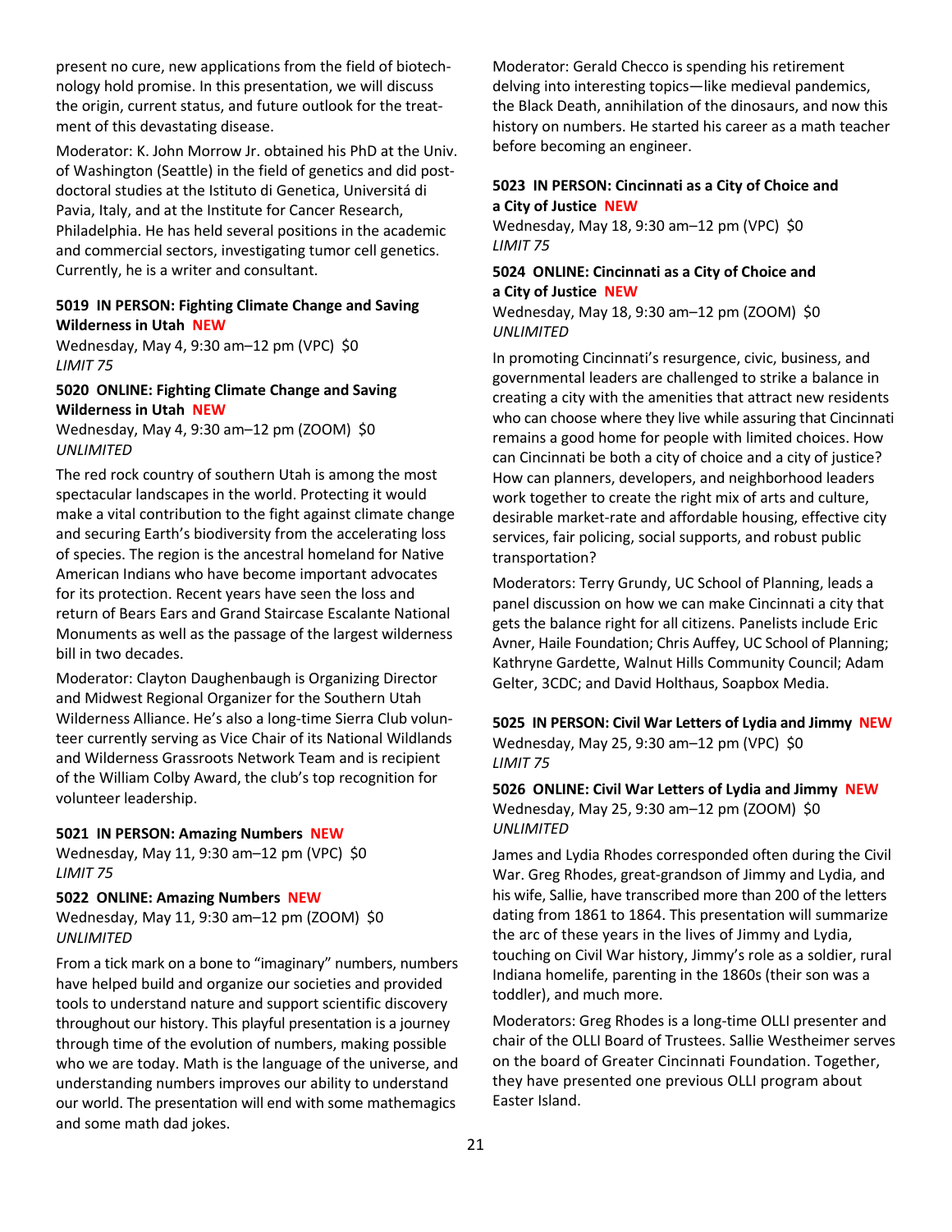present no cure, new applications from the field of biotechnology hold promise. In this presentation, we will discuss the origin, current status, and future outlook for the treatment of this devastating disease.

Moderator: K. John Morrow Jr. obtained his PhD at the Univ. of Washington (Seattle) in the field of genetics and did postdoctoral studies at the Istituto di Genetica, Universitá di Pavia, Italy, and at the Institute for Cancer Research, Philadelphia. He has held several positions in the academic and commercial sectors, investigating tumor cell genetics. Currently, he is a writer and consultant.

**5019 IN PERSON: Fighting Climate Change and Saving Wilderness in Utah NEW**
Wednesday, May 4, 9:30 am–12 pm (VPC) $0
*LIMIT 75*

**5020 ONLINE: Fighting Climate Change and Saving Wilderness in Utah NEW**
Wednesday, May 4, 9:30 am–12 pm (ZOOM) $0
*UNLIMITED*

The red rock country of southern Utah is among the most spectacular landscapes in the world. Protecting it would make a vital contribution to the fight against climate change and securing Earth's biodiversity from the accelerating loss of species. The region is the ancestral homeland for Native American Indians who have become important advocates for its protection. Recent years have seen the loss and return of Bears Ears and Grand Staircase Escalante National Monuments as well as the passage of the largest wilderness bill in two decades.

Moderator: Clayton Daughenbaugh is Organizing Director and Midwest Regional Organizer for the Southern Utah Wilderness Alliance. He's also a long-time Sierra Club volunteer currently serving as Vice Chair of its National Wildlands and Wilderness Grassroots Network Team and is recipient of the William Colby Award, the club's top recognition for volunteer leadership.

**5021 IN PERSON: Amazing Numbers NEW**
Wednesday, May 11, 9:30 am–12 pm (VPC) $0
*LIMIT 75*

**5022 ONLINE: Amazing Numbers NEW**
Wednesday, May 11, 9:30 am–12 pm (ZOOM) $0
*UNLIMITED*

From a tick mark on a bone to "imaginary" numbers, numbers have helped build and organize our societies and provided tools to understand nature and support scientific discovery throughout our history. This playful presentation is a journey through time of the evolution of numbers, making possible who we are today. Math is the language of the universe, and understanding numbers improves our ability to understand our world. The presentation will end with some mathemagics and some math dad jokes.

Moderator: Gerald Checco is spending his retirement delving into interesting topics—like medieval pandemics, the Black Death, annihilation of the dinosaurs, and now this history on numbers. He started his career as a math teacher before becoming an engineer.

**5023 IN PERSON: Cincinnati as a City of Choice and a City of Justice NEW**
Wednesday, May 18, 9:30 am–12 pm (VPC) $0
*LIMIT 75*

**5024 ONLINE: Cincinnati as a City of Choice and a City of Justice NEW**
Wednesday, May 18, 9:30 am–12 pm (ZOOM) $0
*UNLIMITED*

In promoting Cincinnati's resurgence, civic, business, and governmental leaders are challenged to strike a balance in creating a city with the amenities that attract new residents who can choose where they live while assuring that Cincinnati remains a good home for people with limited choices. How can Cincinnati be both a city of choice and a city of justice? How can planners, developers, and neighborhood leaders work together to create the right mix of arts and culture, desirable market-rate and affordable housing, effective city services, fair policing, social supports, and robust public transportation?

Moderators: Terry Grundy, UC School of Planning, leads a panel discussion on how we can make Cincinnati a city that gets the balance right for all citizens. Panelists include Eric Avner, Haile Foundation; Chris Auffey, UC School of Planning; Kathryne Gardette, Walnut Hills Community Council; Adam Gelter, 3CDC; and David Holthaus, Soapbox Media.

**5025 IN PERSON: Civil War Letters of Lydia and Jimmy NEW**
Wednesday, May 25, 9:30 am–12 pm (VPC) $0
*LIMIT 75*

**5026 ONLINE: Civil War Letters of Lydia and Jimmy NEW**
Wednesday, May 25, 9:30 am–12 pm (ZOOM) $0
*UNLIMITED*

James and Lydia Rhodes corresponded often during the Civil War. Greg Rhodes, great-grandson of Jimmy and Lydia, and his wife, Sallie, have transcribed more than 200 of the letters dating from 1861 to 1864. This presentation will summarize the arc of these years in the lives of Jimmy and Lydia, touching on Civil War history, Jimmy's role as a soldier, rural Indiana homelife, parenting in the 1860s (their son was a toddler), and much more.

Moderators: Greg Rhodes is a long-time OLLI presenter and chair of the OLLI Board of Trustees. Sallie Westheimer serves on the board of Greater Cincinnati Foundation. Together, they have presented one previous OLLI program about Easter Island.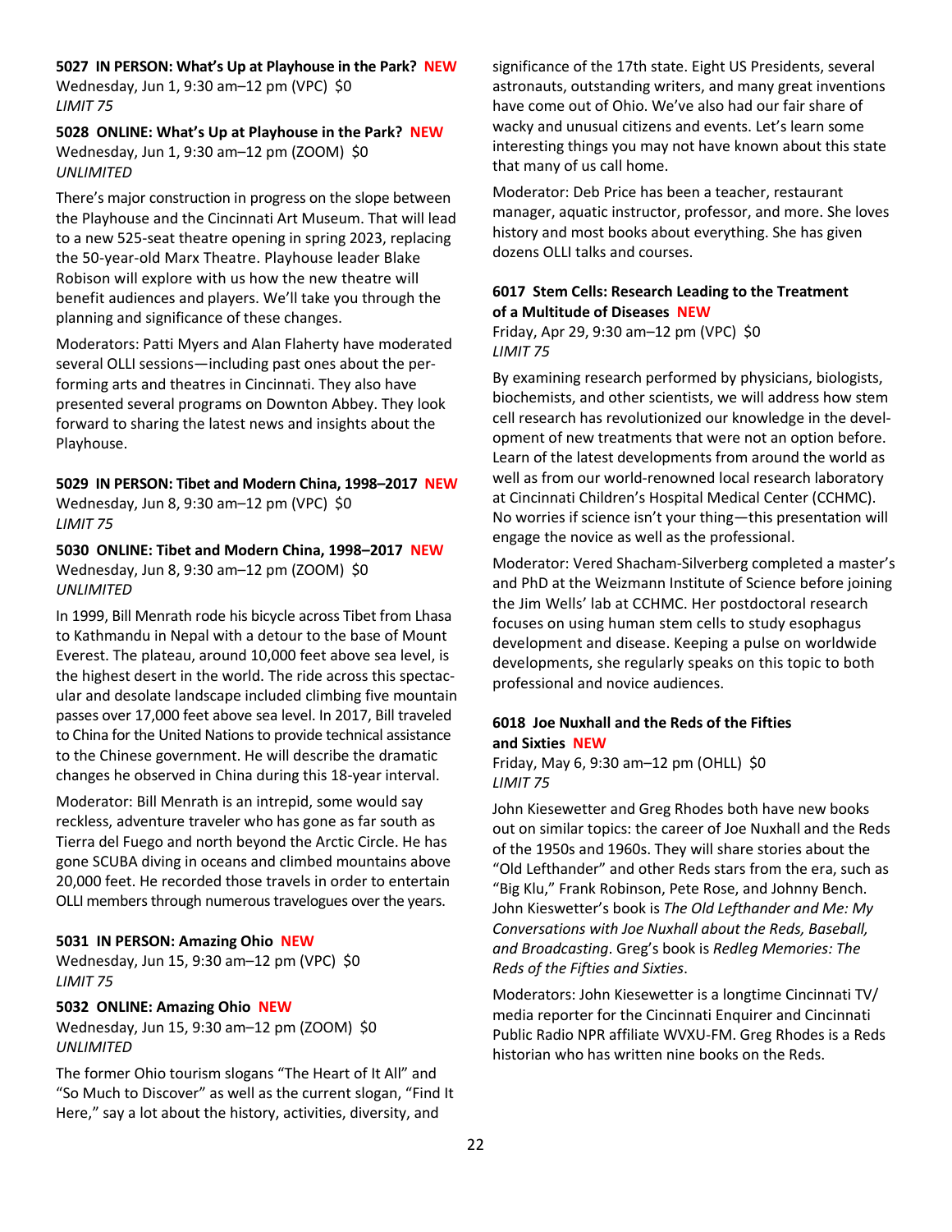**5027 IN PERSON: What's Up at Playhouse in the Park? NEW**
Wednesday, Jun 1, 9:30 am–12 pm (VPC) $0
*LIMIT 75*

**5028 ONLINE: What's Up at Playhouse in the Park? NEW**
Wednesday, Jun 1, 9:30 am–12 pm (ZOOM) $0
*UNLIMITED*

There's major construction in progress on the slope between the Playhouse and the Cincinnati Art Museum. That will lead to a new 525-seat theatre opening in spring 2023, replacing the 50-year-old Marx Theatre. Playhouse leader Blake Robison will explore with us how the new theatre will benefit audiences and players. We'll take you through the planning and significance of these changes.

Moderators: Patti Myers and Alan Flaherty have moderated several OLLI sessions—including past ones about the performing arts and theatres in Cincinnati. They also have presented several programs on Downton Abbey. They look forward to sharing the latest news and insights about the Playhouse.

**5029 IN PERSON: Tibet and Modern China, 1998–2017 NEW**
Wednesday, Jun 8, 9:30 am–12 pm (VPC) $0
*LIMIT 75*

**5030 ONLINE: Tibet and Modern China, 1998–2017 NEW**
Wednesday, Jun 8, 9:30 am–12 pm (ZOOM) $0
*UNLIMITED*

In 1999, Bill Menrath rode his bicycle across Tibet from Lhasa to Kathmandu in Nepal with a detour to the base of Mount Everest. The plateau, around 10,000 feet above sea level, is the highest desert in the world. The ride across this spectacular and desolate landscape included climbing five mountain passes over 17,000 feet above sea level. In 2017, Bill traveled to China for the United Nations to provide technical assistance to the Chinese government. He will describe the dramatic changes he observed in China during this 18-year interval.

Moderator: Bill Menrath is an intrepid, some would say reckless, adventure traveler who has gone as far south as Tierra del Fuego and north beyond the Arctic Circle. He has gone SCUBA diving in oceans and climbed mountains above 20,000 feet. He recorded those travels in order to entertain OLLI members through numerous travelogues over the years.

**5031 IN PERSON: Amazing Ohio NEW**
Wednesday, Jun 15, 9:30 am–12 pm (VPC) $0
*LIMIT 75*

**5032 ONLINE: Amazing Ohio NEW**
Wednesday, Jun 15, 9:30 am–12 pm (ZOOM) $0
*UNLIMITED*

The former Ohio tourism slogans "The Heart of It All" and "So Much to Discover" as well as the current slogan, "Find It Here," say a lot about the history, activities, diversity, and significance of the 17th state. Eight US Presidents, several astronauts, outstanding writers, and many great inventions have come out of Ohio. We've also had our fair share of wacky and unusual citizens and events. Let's learn some interesting things you may not have known about this state that many of us call home.

Moderator: Deb Price has been a teacher, restaurant manager, aquatic instructor, professor, and more. She loves history and most books about everything. She has given dozens OLLI talks and courses.

**6017 Stem Cells: Research Leading to the Treatment of a Multitude of Diseases NEW**
Friday, Apr 29, 9:30 am–12 pm (VPC) $0
*LIMIT 75*

By examining research performed by physicians, biologists, biochemists, and other scientists, we will address how stem cell research has revolutionized our knowledge in the development of new treatments that were not an option before. Learn of the latest developments from around the world as well as from our world-renowned local research laboratory at Cincinnati Children's Hospital Medical Center (CCHMC). No worries if science isn't your thing—this presentation will engage the novice as well as the professional.

Moderator: Vered Shacham-Silverberg completed a master's and PhD at the Weizmann Institute of Science before joining the Jim Wells' lab at CCHMC. Her postdoctoral research focuses on using human stem cells to study esophagus development and disease. Keeping a pulse on worldwide developments, she regularly speaks on this topic to both professional and novice audiences.

**6018 Joe Nuxhall and the Reds of the Fifties and Sixties NEW**
Friday, May 6, 9:30 am–12 pm (OHLL) $0
*LIMIT 75*

John Kiesewetter and Greg Rhodes both have new books out on similar topics: the career of Joe Nuxhall and the Reds of the 1950s and 1960s. They will share stories about the "Old Lefthander" and other Reds stars from the era, such as "Big Klu," Frank Robinson, Pete Rose, and Johnny Bench. John Kieswetter's book is *The Old Lefthander and Me: My Conversations with Joe Nuxhall about the Reds, Baseball, and Broadcasting*. Greg's book is *Redleg Memories: The Reds of the Fifties and Sixties*.

Moderators: John Kiesewetter is a longtime Cincinnati TV/media reporter for the Cincinnati Enquirer and Cincinnati Public Radio NPR affiliate WVXU-FM. Greg Rhodes is a Reds historian who has written nine books on the Reds.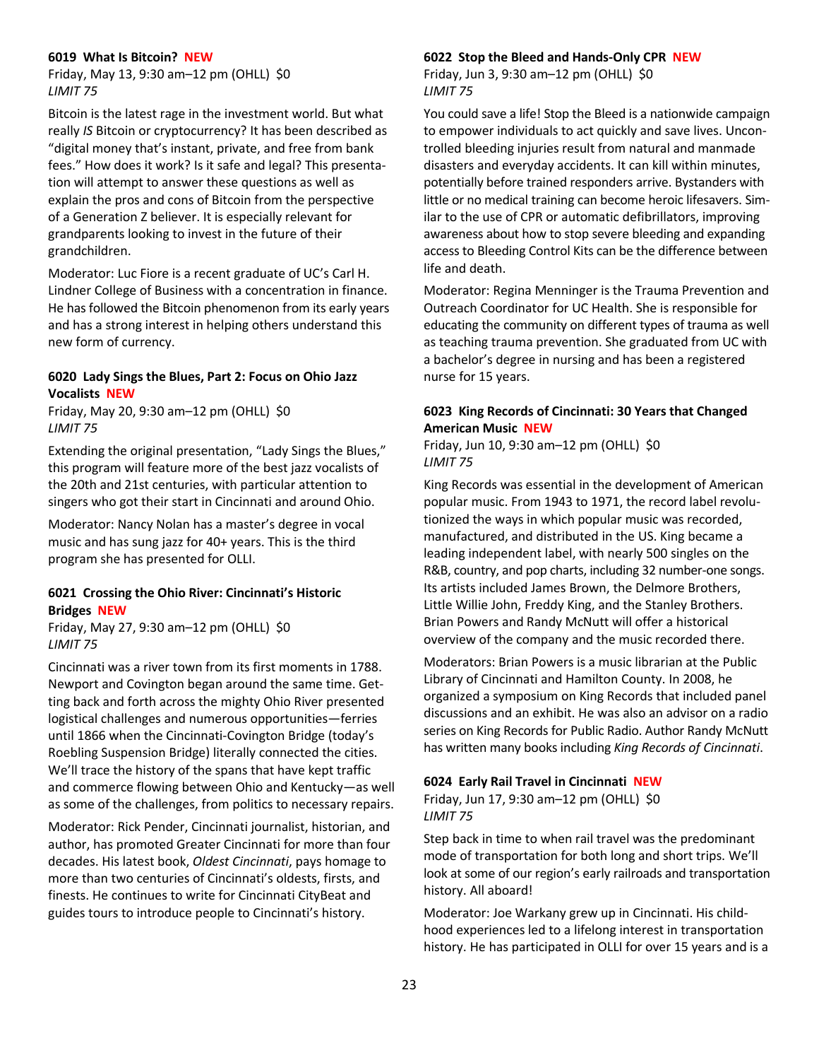### 6019 What Is Bitcoin? NEW

Friday, May 13, 9:30 am–12 pm (OHLL) $0
*LIMIT 75*

Bitcoin is the latest rage in the investment world. But what really *IS* Bitcoin or cryptocurrency? It has been described as "digital money that's instant, private, and free from bank fees." How does it work? Is it safe and legal? This presentation will attempt to answer these questions as well as explain the pros and cons of Bitcoin from the perspective of a Generation Z believer. It is especially relevant for grandparents looking to invest in the future of their grandchildren.

Moderator: Luc Fiore is a recent graduate of UC's Carl H. Lindner College of Business with a concentration in finance. He has followed the Bitcoin phenomenon from its early years and has a strong interest in helping others understand this new form of currency.

### 6020 Lady Sings the Blues, Part 2: Focus on Ohio Jazz Vocalists NEW

Friday, May 20, 9:30 am–12 pm (OHLL) $0
*LIMIT 75*

Extending the original presentation, "Lady Sings the Blues," this program will feature more of the best jazz vocalists of the 20th and 21st centuries, with particular attention to singers who got their start in Cincinnati and around Ohio.

Moderator: Nancy Nolan has a master's degree in vocal music and has sung jazz for 40+ years. This is the third program she has presented for OLLI.

### 6021 Crossing the Ohio River: Cincinnati's Historic Bridges NEW

Friday, May 27, 9:30 am–12 pm (OHLL) $0
*LIMIT 75*

Cincinnati was a river town from its first moments in 1788. Newport and Covington began around the same time. Getting back and forth across the mighty Ohio River presented logistical challenges and numerous opportunities—ferries until 1866 when the Cincinnati-Covington Bridge (today's Roebling Suspension Bridge) literally connected the cities. We'll trace the history of the spans that have kept traffic and commerce flowing between Ohio and Kentucky—as well as some of the challenges, from politics to necessary repairs.

Moderator: Rick Pender, Cincinnati journalist, historian, and author, has promoted Greater Cincinnati for more than four decades. His latest book, *Oldest Cincinnati*, pays homage to more than two centuries of Cincinnati's oldests, firsts, and finests. He continues to write for Cincinnati CityBeat and guides tours to introduce people to Cincinnati's history.

### 6022 Stop the Bleed and Hands-Only CPR NEW

Friday, Jun 3, 9:30 am–12 pm (OHLL) $0
*LIMIT 75*

You could save a life! Stop the Bleed is a nationwide campaign to empower individuals to act quickly and save lives. Uncontrolled bleeding injuries result from natural and manmade disasters and everyday accidents. It can kill within minutes, potentially before trained responders arrive. Bystanders with little or no medical training can become heroic lifesavers. Similar to the use of CPR or automatic defibrillators, improving awareness about how to stop severe bleeding and expanding access to Bleeding Control Kits can be the difference between life and death.

Moderator: Regina Menninger is the Trauma Prevention and Outreach Coordinator for UC Health. She is responsible for educating the community on different types of trauma as well as teaching trauma prevention. She graduated from UC with a bachelor's degree in nursing and has been a registered nurse for 15 years.

### 6023 King Records of Cincinnati: 30 Years that Changed American Music NEW

Friday, Jun 10, 9:30 am–12 pm (OHLL) $0
*LIMIT 75*

King Records was essential in the development of American popular music. From 1943 to 1971, the record label revolutionized the ways in which popular music was recorded, manufactured, and distributed in the US. King became a leading independent label, with nearly 500 singles on the R&B, country, and pop charts, including 32 number-one songs. Its artists included James Brown, the Delmore Brothers, Little Willie John, Freddy King, and the Stanley Brothers. Brian Powers and Randy McNutt will offer a historical overview of the company and the music recorded there.

Moderators: Brian Powers is a music librarian at the Public Library of Cincinnati and Hamilton County. In 2008, he organized a symposium on King Records that included panel discussions and an exhibit. He was also an advisor on a radio series on King Records for Public Radio. Author Randy McNutt has written many books including *King Records of Cincinnati*.

### 6024 Early Rail Travel in Cincinnati NEW

Friday, Jun 17, 9:30 am–12 pm (OHLL) $0
*LIMIT 75*

Step back in time to when rail travel was the predominant mode of transportation for both long and short trips. We'll look at some of our region's early railroads and transportation history. All aboard!

Moderator: Joe Warkany grew up in Cincinnati. His childhood experiences led to a lifelong interest in transportation history. He has participated in OLLI for over 15 years and is a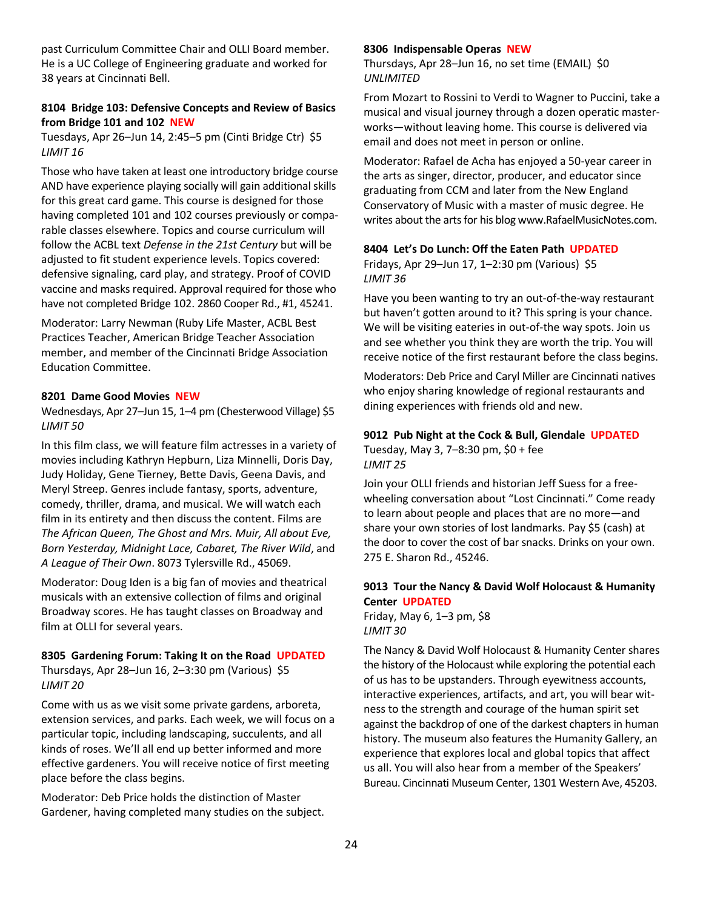past Curriculum Committee Chair and OLLI Board member. He is a UC College of Engineering graduate and worked for 38 years at Cincinnati Bell.

### 8104 Bridge 103: Defensive Concepts and Review of Basics from Bridge 101 and 102 NEW

Tuesdays, Apr 26–Jun 14, 2:45–5 pm (Cinti Bridge Ctr) $5
*LIMIT 16*

Those who have taken at least one introductory bridge course AND have experience playing socially will gain additional skills for this great card game. This course is designed for those having completed 101 and 102 courses previously or comparable classes elsewhere. Topics and course curriculum will follow the ACBL text *Defense in the 21st Century* but will be adjusted to fit student experience levels. Topics covered: defensive signaling, card play, and strategy. Proof of COVID vaccine and masks required. Approval required for those who have not completed Bridge 102. 2860 Cooper Rd., #1, 45241.

Moderator: Larry Newman (Ruby Life Master, ACBL Best Practices Teacher, American Bridge Teacher Association member, and member of the Cincinnati Bridge Association Education Committee.

### 8201 Dame Good Movies NEW

Wednesdays, Apr 27–Jun 15, 1–4 pm (Chesterwood Village) $5
*LIMIT 50*

In this film class, we will feature film actresses in a variety of movies including Kathryn Hepburn, Liza Minnelli, Doris Day, Judy Holiday, Gene Tierney, Bette Davis, Geena Davis, and Meryl Streep. Genres include fantasy, sports, adventure, comedy, thriller, drama, and musical. We will watch each film in its entirety and then discuss the content. Films are *The African Queen, The Ghost and Mrs. Muir, All about Eve, Born Yesterday, Midnight Lace, Cabaret, The River Wild*, and *A League of Their Own*. 8073 Tylersville Rd., 45069.

Moderator: Doug Iden is a big fan of movies and theatrical musicals with an extensive collection of films and original Broadway scores. He has taught classes on Broadway and film at OLLI for several years.

### 8305 Gardening Forum: Taking It on the Road UPDATED

Thursdays, Apr 28–Jun 16, 2–3:30 pm (Various) $5
*LIMIT 20*

Come with us as we visit some private gardens, arboreta, extension services, and parks. Each week, we will focus on a particular topic, including landscaping, succulents, and all kinds of roses. We'll all end up better informed and more effective gardeners. You will receive notice of first meeting place before the class begins.

Moderator: Deb Price holds the distinction of Master Gardener, having completed many studies on the subject.

### 8306 Indispensable Operas NEW

Thursdays, Apr 28–Jun 16, no set time (EMAIL) $0
*UNLIMITED*

From Mozart to Rossini to Verdi to Wagner to Puccini, take a musical and visual journey through a dozen operatic masterworks—without leaving home. This course is delivered via email and does not meet in person or online.

Moderator: Rafael de Acha has enjoyed a 50-year career in the arts as singer, director, producer, and educator since graduating from CCM and later from the New England Conservatory of Music with a master of music degree. He writes about the arts for his blog www.RafaelMusicNotes.com.

### 8404 Let's Do Lunch: Off the Eaten Path UPDATED

Fridays, Apr 29–Jun 17, 1–2:30 pm (Various) $5
*LIMIT 36*

Have you been wanting to try an out-of-the-way restaurant but haven't gotten around to it? This spring is your chance. We will be visiting eateries in out-of-the way spots. Join us and see whether you think they are worth the trip. You will receive notice of the first restaurant before the class begins.

Moderators: Deb Price and Caryl Miller are Cincinnati natives who enjoy sharing knowledge of regional restaurants and dining experiences with friends old and new.

### 9012 Pub Night at the Cock & Bull, Glendale UPDATED

Tuesday, May 3, 7–8:30 pm, $0 + fee
*LIMIT 25*

Join your OLLI friends and historian Jeff Suess for a free-wheeling conversation about "Lost Cincinnati." Come ready to learn about people and places that are no more—and share your own stories of lost landmarks. Pay $5 (cash) at the door to cover the cost of bar snacks. Drinks on your own. 275 E. Sharon Rd., 45246.

### 9013 Tour the Nancy & David Wolf Holocaust & Humanity Center UPDATED

Friday, May 6, 1–3 pm, $8
*LIMIT 30*

The Nancy & David Wolf Holocaust & Humanity Center shares the history of the Holocaust while exploring the potential each of us has to be upstanders. Through eyewitness accounts, interactive experiences, artifacts, and art, you will bear witness to the strength and courage of the human spirit set against the backdrop of one of the darkest chapters in human history. The museum also features the Humanity Gallery, an experience that explores local and global topics that affect us all. You will also hear from a member of the Speakers' Bureau. Cincinnati Museum Center, 1301 Western Ave, 45203.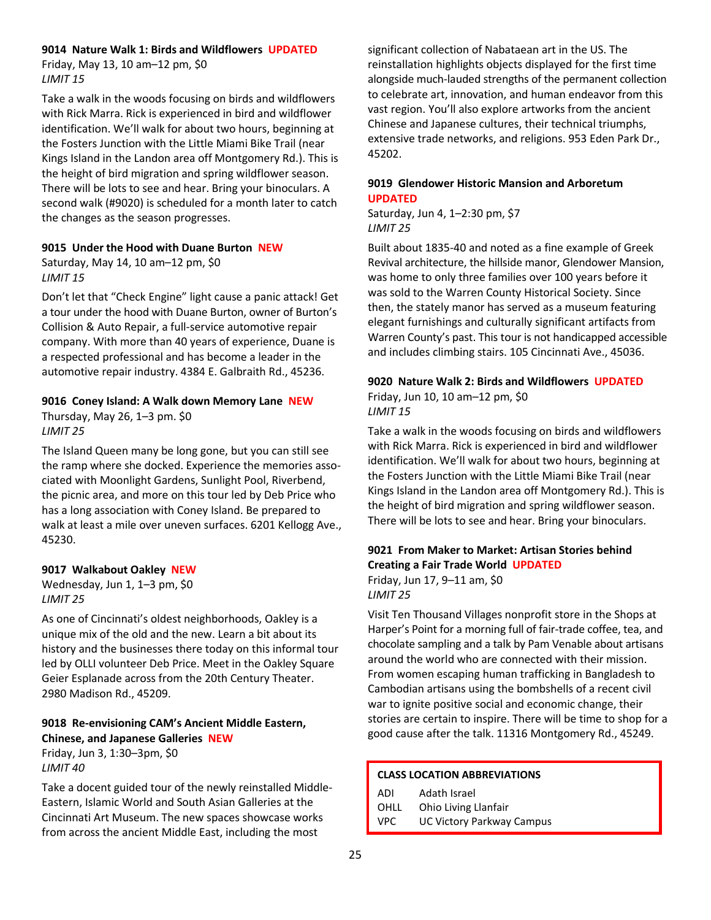**9014 Nature Walk 1: Birds and Wildflowers UPDATED**

Friday, May 13, 10 am–12 pm, $0

*LIMIT 15*

Take a walk in the woods focusing on birds and wildflowers with Rick Marra. Rick is experienced in bird and wildflower identification. We'll walk for about two hours, beginning at the Fosters Junction with the Little Miami Bike Trail (near Kings Island in the Landon area off Montgomery Rd.). This is the height of bird migration and spring wildflower season. There will be lots to see and hear. Bring your binoculars. A second walk (#9020) is scheduled for a month later to catch the changes as the season progresses.

**9015 Under the Hood with Duane Burton NEW**

Saturday, May 14, 10 am–12 pm, $0

*LIMIT 15*

Don't let that "Check Engine" light cause a panic attack! Get a tour under the hood with Duane Burton, owner of Burton's Collision & Auto Repair, a full-service automotive repair company. With more than 40 years of experience, Duane is a respected professional and has become a leader in the automotive repair industry. 4384 E. Galbraith Rd., 45236.

**9016 Coney Island: A Walk down Memory Lane NEW**

Thursday, May 26, 1–3 pm. $0

*LIMIT 25*

The Island Queen many be long gone, but you can still see the ramp where she docked. Experience the memories associated with Moonlight Gardens, Sunlight Pool, Riverbend, the picnic area, and more on this tour led by Deb Price who has a long association with Coney Island. Be prepared to walk at least a mile over uneven surfaces. 6201 Kellogg Ave., 45230.

**9017 Walkabout Oakley NEW**

Wednesday, Jun 1, 1–3 pm, $0

*LIMIT 25*

As one of Cincinnati's oldest neighborhoods, Oakley is a unique mix of the old and the new. Learn a bit about its history and the businesses there today on this informal tour led by OLLI volunteer Deb Price. Meet in the Oakley Square Geier Esplanade across from the 20th Century Theater. 2980 Madison Rd., 45209.

**9018 Re-envisioning CAM's Ancient Middle Eastern, Chinese, and Japanese Galleries NEW**

Friday, Jun 3, 1:30–3pm, $0

*LIMIT 40*

Take a docent guided tour of the newly reinstalled Middle-Eastern, Islamic World and South Asian Galleries at the Cincinnati Art Museum. The new spaces showcase works from across the ancient Middle East, including the most significant collection of Nabataean art in the US. The reinstallation highlights objects displayed for the first time alongside much-lauded strengths of the permanent collection to celebrate art, innovation, and human endeavor from this vast region. You'll also explore artworks from the ancient Chinese and Japanese cultures, their technical triumphs, extensive trade networks, and religions. 953 Eden Park Dr., 45202.

**9019 Glendower Historic Mansion and Arboretum UPDATED**

Saturday, Jun 4, 1–2:30 pm, $7

*LIMIT 25*

Built about 1835-40 and noted as a fine example of Greek Revival architecture, the hillside manor, Glendower Mansion, was home to only three families over 100 years before it was sold to the Warren County Historical Society. Since then, the stately manor has served as a museum featuring elegant furnishings and culturally significant artifacts from Warren County's past. This tour is not handicapped accessible and includes climbing stairs. 105 Cincinnati Ave., 45036.

**9020 Nature Walk 2: Birds and Wildflowers UPDATED**

Friday, Jun 10, 10 am–12 pm, $0

*LIMIT 15*

Take a walk in the woods focusing on birds and wildflowers with Rick Marra. Rick is experienced in bird and wildflower identification. We'll walk for about two hours, beginning at the Fosters Junction with the Little Miami Bike Trail (near Kings Island in the Landon area off Montgomery Rd.). This is the height of bird migration and spring wildflower season. There will be lots to see and hear. Bring your binoculars.

**9021 From Maker to Market: Artisan Stories behind Creating a Fair Trade World UPDATED**

Friday, Jun 17, 9–11 am, $0

*LIMIT 25*

Visit Ten Thousand Villages nonprofit store in the Shops at Harper's Point for a morning full of fair-trade coffee, tea, and chocolate sampling and a talk by Pam Venable about artisans around the world who are connected with their mission. From women escaping human trafficking in Bangladesh to Cambodian artisans using the bombshells of a recent civil war to ignite positive social and economic change, their stories are certain to inspire. There will be time to shop for a good cause after the talk. 11316 Montgomery Rd., 45249.

**CLASS LOCATION ABBREVIATIONS**

| | |
|---|---|
| ADI | Adath Israel |
| OHLL | Ohio Living Llanfair |
| VPC | UC Victory Parkway Campus |